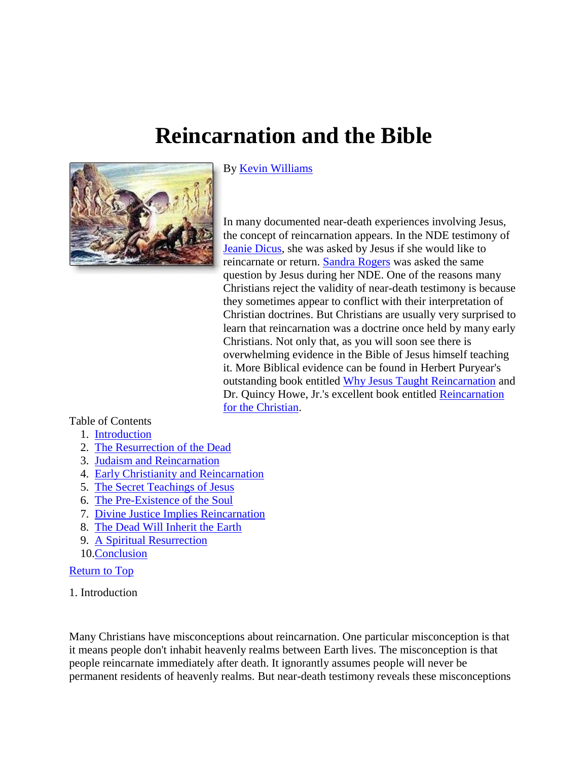# Reincarnation and the Bible

By Kevin Williams

In many documented near-death experiences involving Jesus, the concept of reincarnation appears. In the NDE testimony of Jeanie Dicus, she was asked by Jesus if she would like to reincarnate or return. Sandra Rogers was asked the same question by Jesus during her NDE. One of the reasons many Christians reject the validity of near-death testimony is because they sometimes appear to conflict with their interpretation of Christian doctrines. But Christians are usually very surprised to learn that reincarnation was a doctrine once held by many early Christians. Not only that, as you will soon see there is overwhelming evidence in the Bible of Jesus himself teaching it. More Biblical evidence can be found in Herbert Puryear's outstanding book entitled Why Jesus Taught Reincarnation and Dr. Quincy Howe, Jr.'s excellent book entitled Reincarnation for the Christian.

Table of Contents

1. Introduction
2. The Resurrection of the Dead
3. Judaism and Reincarnation
4. Early Christianity and Reincarnation
5. The Secret Teachings of Jesus
6. The Pre-Existence of the Soul
7. Divine Justice Implies Reincarnation
8. The Dead Will Inherit the Earth
9. A Spiritual Resurrection
10. Conclusion

Return to Top

1. Introduction

Many Christians have misconceptions about reincarnation. One particular misconception is that it means people don't inhabit heavenly realms between Earth lives. The misconception is that people reincarnate immediately after death. It ignorantly assumes people will never be permanent residents of heavenly realms. But near-death testimony reveals these misconceptions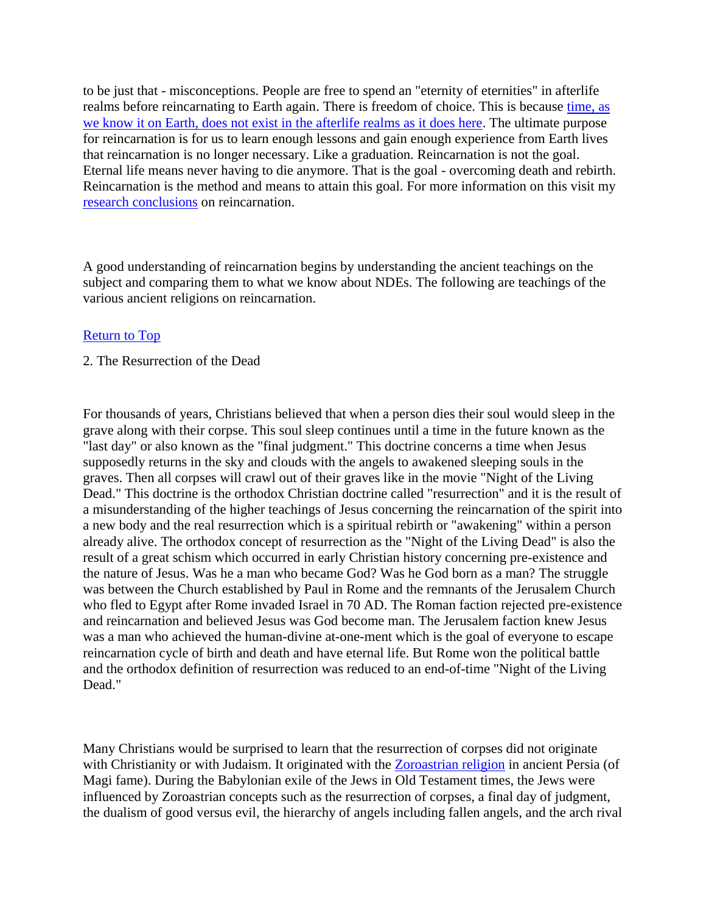to be just that - misconceptions. People are free to spend an "eternity of eternities" in afterlife realms before reincarnating to Earth again. There is freedom of choice. This is because time, as we know it on Earth, does not exist in the afterlife realms as it does here. The ultimate purpose for reincarnation is for us to learn enough lessons and gain enough experience from Earth lives that reincarnation is no longer necessary. Like a graduation. Reincarnation is not the goal. Eternal life means never having to die anymore. That is the goal - overcoming death and rebirth. Reincarnation is the method and means to attain this goal. For more information on this visit my research conclusions on reincarnation.

A good understanding of reincarnation begins by understanding the ancient teachings on the subject and comparing them to what we know about NDEs. The following are teachings of the various ancient religions on reincarnation.

Return to Top

## 2. The Resurrection of the Dead

For thousands of years, Christians believed that when a person dies their soul would sleep in the grave along with their corpse. This soul sleep continues until a time in the future known as the "last day" or also known as the "final judgment." This doctrine concerns a time when Jesus supposedly returns in the sky and clouds with the angels to awakened sleeping souls in the graves. Then all corpses will crawl out of their graves like in the movie "Night of the Living Dead." This doctrine is the orthodox Christian doctrine called "resurrection" and it is the result of a misunderstanding of the higher teachings of Jesus concerning the reincarnation of the spirit into a new body and the real resurrection which is a spiritual rebirth or "awakening" within a person already alive. The orthodox concept of resurrection as the "Night of the Living Dead" is also the result of a great schism which occurred in early Christian history concerning pre-existence and the nature of Jesus. Was he a man who became God? Was he God born as a man? The struggle was between the Church established by Paul in Rome and the remnants of the Jerusalem Church who fled to Egypt after Rome invaded Israel in 70 AD. The Roman faction rejected pre-existence and reincarnation and believed Jesus was God become man. The Jerusalem faction knew Jesus was a man who achieved the human-divine at-one-ment which is the goal of everyone to escape reincarnation cycle of birth and death and have eternal life. But Rome won the political battle and the orthodox definition of resurrection was reduced to an end-of-time "Night of the Living Dead."

Many Christians would be surprised to learn that the resurrection of corpses did not originate with Christianity or with Judaism. It originated with the Zoroastrian religion in ancient Persia (of Magi fame). During the Babylonian exile of the Jews in Old Testament times, the Jews were influenced by Zoroastrian concepts such as the resurrection of corpses, a final day of judgment, the dualism of good versus evil, the hierarchy of angels including fallen angels, and the arch rival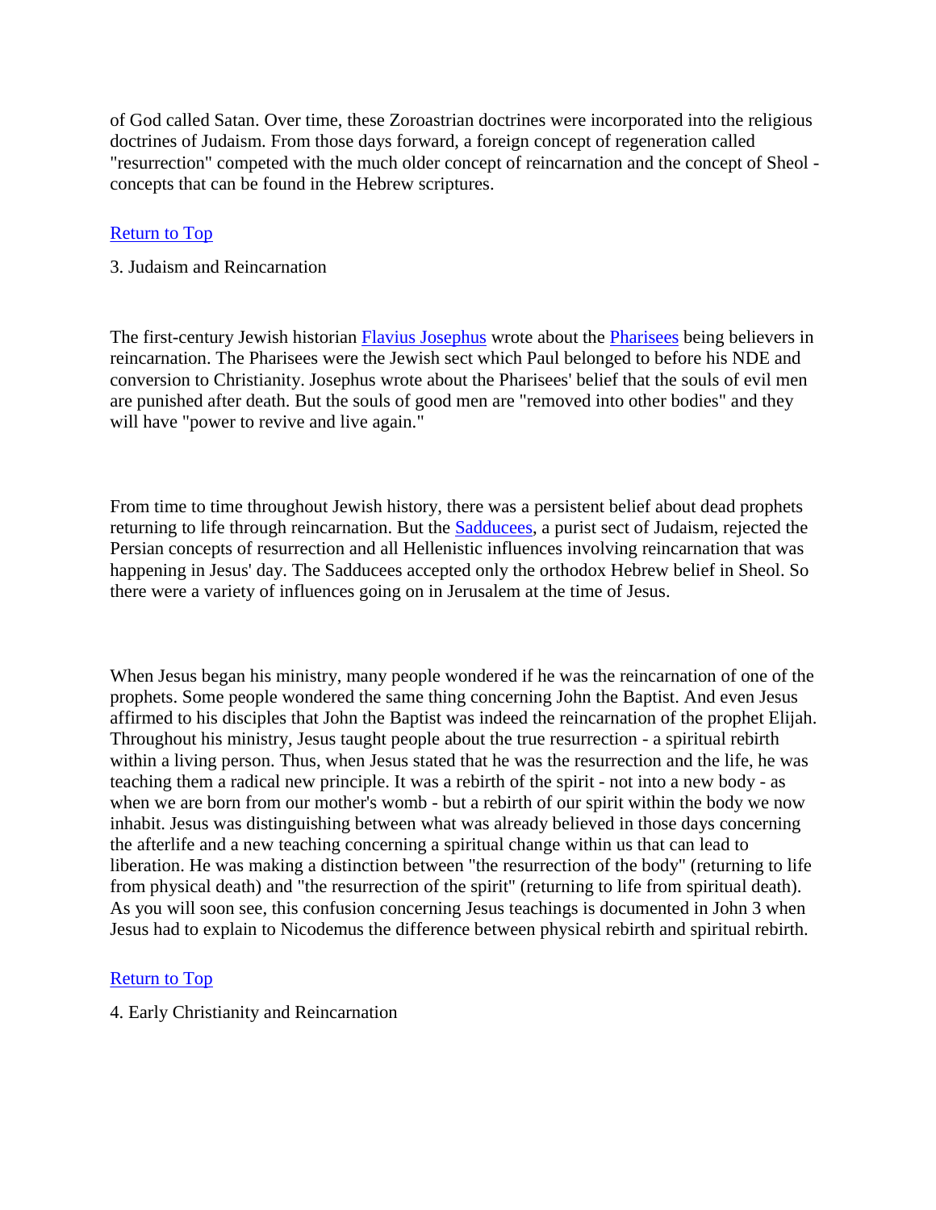of God called Satan. Over time, these Zoroastrian doctrines were incorporated into the religious doctrines of Judaism. From those days forward, a foreign concept of regeneration called "resurrection" competed with the much older concept of reincarnation and the concept of Sheol - concepts that can be found in the Hebrew scriptures.

[Return to Top]

## 3. Judaism and Reincarnation

The first-century Jewish historian [Flavius Josephus] wrote about the [Pharisees] being believers in reincarnation. The Pharisees were the Jewish sect which Paul belonged to before his NDE and conversion to Christianity. Josephus wrote about the Pharisees' belief that the souls of evil men are punished after death. But the souls of good men are "removed into other bodies" and they will have "power to revive and live again."

From time to time throughout Jewish history, there was a persistent belief about dead prophets returning to life through reincarnation. But the [Sadducees], a purist sect of Judaism, rejected the Persian concepts of resurrection and all Hellenistic influences involving reincarnation that was happening in Jesus' day. The Sadducees accepted only the orthodox Hebrew belief in Sheol. So there were a variety of influences going on in Jerusalem at the time of Jesus.

When Jesus began his ministry, many people wondered if he was the reincarnation of one of the prophets. Some people wondered the same thing concerning John the Baptist. And even Jesus affirmed to his disciples that John the Baptist was indeed the reincarnation of the prophet Elijah. Throughout his ministry, Jesus taught people about the true resurrection - a spiritual rebirth within a living person. Thus, when Jesus stated that he was the resurrection and the life, he was teaching them a radical new principle. It was a rebirth of the spirit - not into a new body - as when we are born from our mother's womb - but a rebirth of our spirit within the body we now inhabit. Jesus was distinguishing between what was already believed in those days concerning the afterlife and a new teaching concerning a spiritual change within us that can lead to liberation. He was making a distinction between "the resurrection of the body" (returning to life from physical death) and "the resurrection of the spirit" (returning to life from spiritual death). As you will soon see, this confusion concerning Jesus teachings is documented in John 3 when Jesus had to explain to Nicodemus the difference between physical rebirth and spiritual rebirth.

[Return to Top]

## 4. Early Christianity and Reincarnation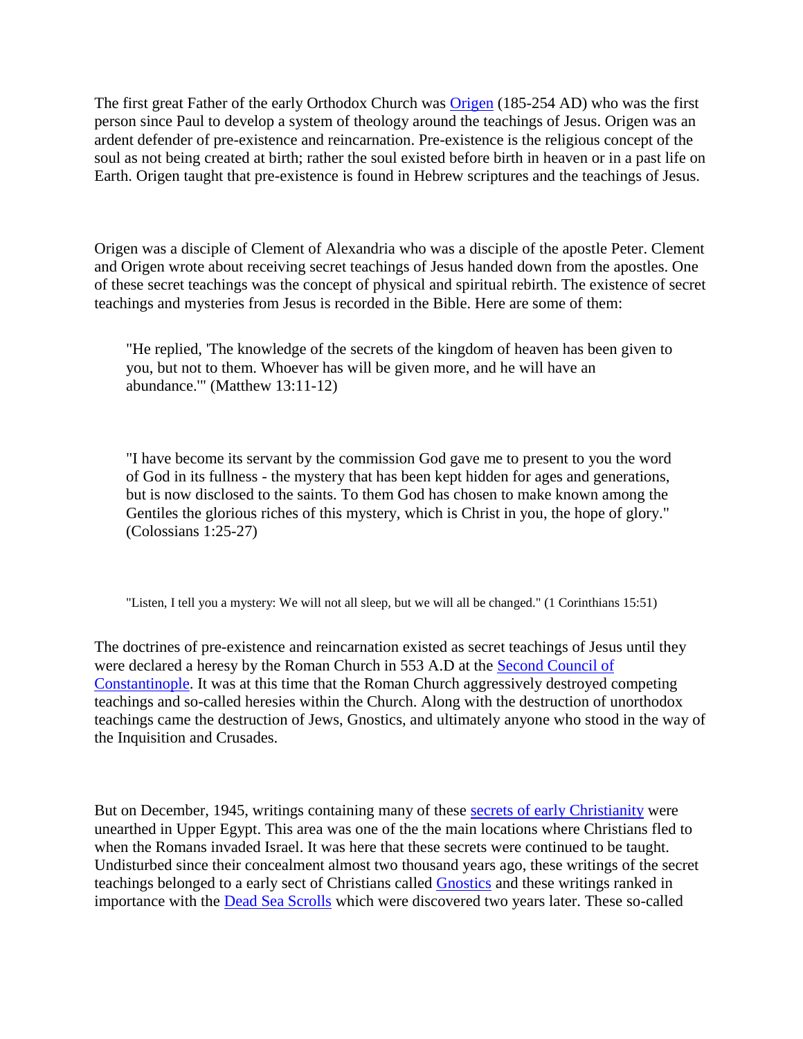The first great Father of the early Orthodox Church was Origen (185-254 AD) who was the first person since Paul to develop a system of theology around the teachings of Jesus. Origen was an ardent defender of pre-existence and reincarnation. Pre-existence is the religious concept of the soul as not being created at birth; rather the soul existed before birth in heaven or in a past life on Earth. Origen taught that pre-existence is found in Hebrew scriptures and the teachings of Jesus.

Origen was a disciple of Clement of Alexandria who was a disciple of the apostle Peter. Clement and Origen wrote about receiving secret teachings of Jesus handed down from the apostles. One of these secret teachings was the concept of physical and spiritual rebirth. The existence of secret teachings and mysteries from Jesus is recorded in the Bible. Here are some of them:

> "He replied, 'The knowledge of the secrets of the kingdom of heaven has been given to you, but not to them. Whoever has will be given more, and he will have an abundance.'" (Matthew 13:11-12)

> "I have become its servant by the commission God gave me to present to you the word of God in its fullness - the mystery that has been kept hidden for ages and generations, but is now disclosed to the saints. To them God has chosen to make known among the Gentiles the glorious riches of this mystery, which is Christ in you, the hope of glory." (Colossians 1:25-27)

> "Listen, I tell you a mystery: We will not all sleep, but we will all be changed." (1 Corinthians 15:51)

The doctrines of pre-existence and reincarnation existed as secret teachings of Jesus until they were declared a heresy by the Roman Church in 553 A.D at the Second Council of Constantinople. It was at this time that the Roman Church aggressively destroyed competing teachings and so-called heresies within the Church. Along with the destruction of unorthodox teachings came the destruction of Jews, Gnostics, and ultimately anyone who stood in the way of the Inquisition and Crusades.

But on December, 1945, writings containing many of these secrets of early Christianity were unearthed in Upper Egypt. This area was one of the the main locations where Christians fled to when the Romans invaded Israel. It was here that these secrets were continued to be taught. Undisturbed since their concealment almost two thousand years ago, these writings of the secret teachings belonged to a early sect of Christians called Gnostics and these writings ranked in importance with the Dead Sea Scrolls which were discovered two years later. These so-called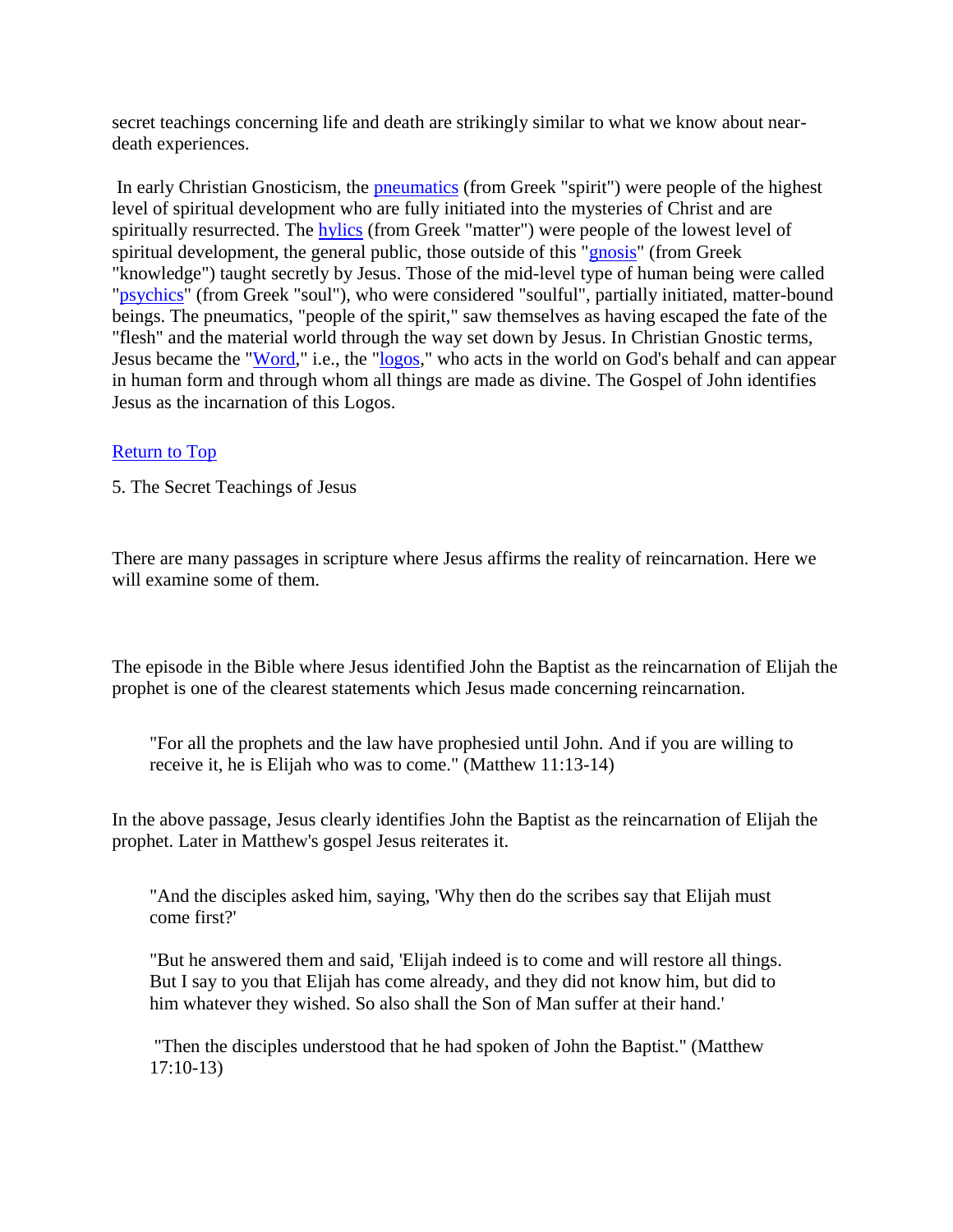secret teachings concerning life and death are strikingly similar to what we know about near-death experiences.

In early Christian Gnosticism, the pneumatics (from Greek "spirit") were people of the highest level of spiritual development who are fully initiated into the mysteries of Christ and are spiritually resurrected. The hylics (from Greek "matter") were people of the lowest level of spiritual development, the general public, those outside of this "gnosis" (from Greek "knowledge") taught secretly by Jesus. Those of the mid-level type of human being were called "psychics" (from Greek "soul"), who were considered "soulful", partially initiated, matter-bound beings. The pneumatics, "people of the spirit," saw themselves as having escaped the fate of the "flesh" and the material world through the way set down by Jesus. In Christian Gnostic terms, Jesus became the "Word," i.e., the "logos," who acts in the world on God's behalf and can appear in human form and through whom all things are made as divine. The Gospel of John identifies Jesus as the incarnation of this Logos.

Return to Top

5. The Secret Teachings of Jesus

There are many passages in scripture where Jesus affirms the reality of reincarnation. Here we will examine some of them.

The episode in the Bible where Jesus identified John the Baptist as the reincarnation of Elijah the prophet is one of the clearest statements which Jesus made concerning reincarnation.

> "For all the prophets and the law have prophesied until John. And if you are willing to receive it, he is Elijah who was to come." (Matthew 11:13-14)

In the above passage, Jesus clearly identifies John the Baptist as the reincarnation of Elijah the prophet. Later in Matthew's gospel Jesus reiterates it.

> "And the disciples asked him, saying, 'Why then do the scribes say that Elijah must come first?'
>
> "But he answered them and said, 'Elijah indeed is to come and will restore all things. But I say to you that Elijah has come already, and they did not know him, but did to him whatever they wished. So also shall the Son of Man suffer at their hand.'
>
> "Then the disciples understood that he had spoken of John the Baptist." (Matthew 17:10-13)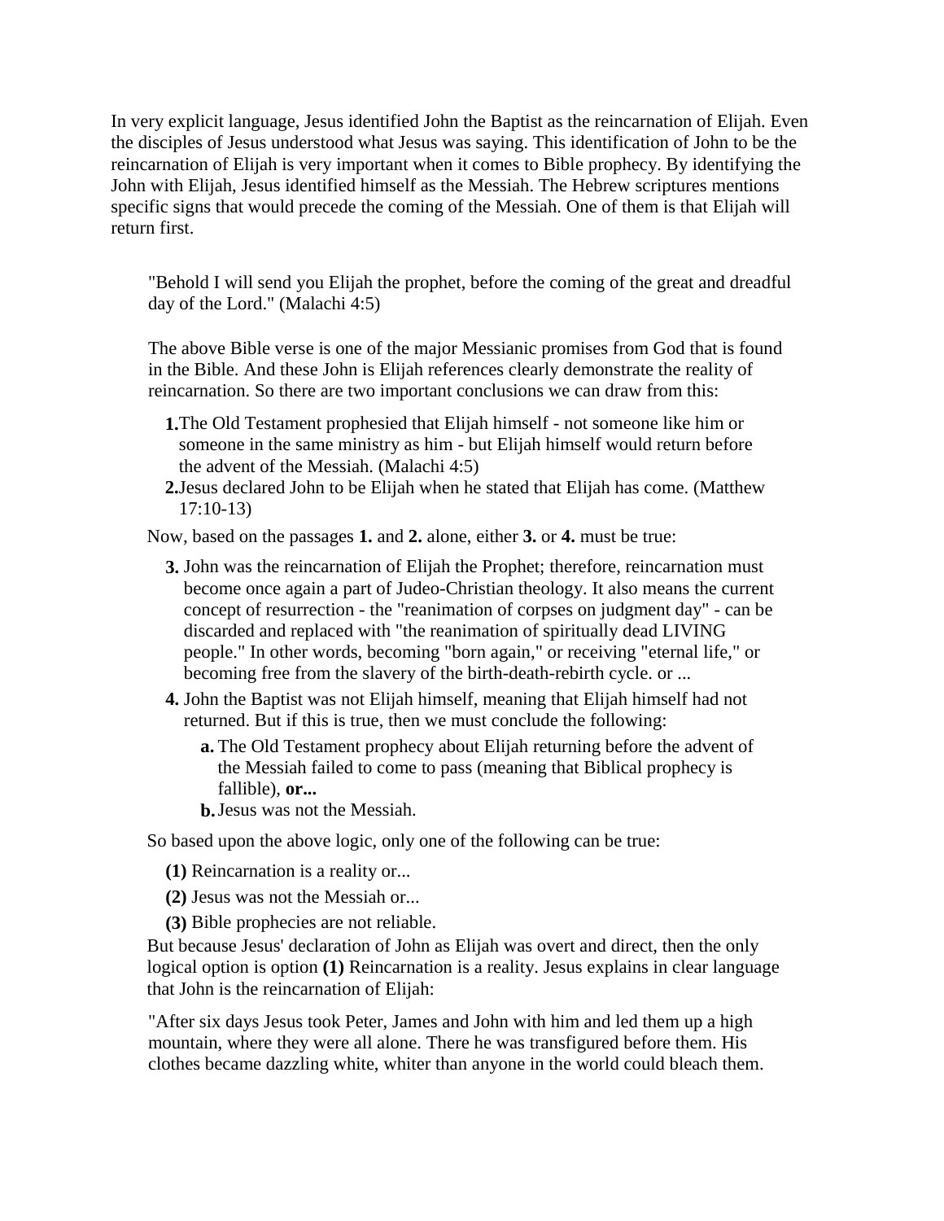In very explicit language, Jesus identified John the Baptist as the reincarnation of Elijah. Even the disciples of Jesus understood what Jesus was saying. This identification of John to be the reincarnation of Elijah is very important when it comes to Bible prophecy. By identifying the John with Elijah, Jesus identified himself as the Messiah. The Hebrew scriptures mentions specific signs that would precede the coming of the Messiah. One of them is that Elijah will return first.

> "Behold I will send you Elijah the prophet, before the coming of the great and dreadful day of the Lord." (Malachi 4:5)
>
> The above Bible verse is one of the major Messianic promises from God that is found in the Bible. And these John is Elijah references clearly demonstrate the reality of reincarnation. So there are two important conclusions we can draw from this:
>
> **1.** The Old Testament prophesied that Elijah himself - not someone like him or someone in the same ministry as him - but Elijah himself would return before the advent of the Messiah. (Malachi 4:5)
>
> **2.** Jesus declared John to be Elijah when he stated that Elijah has come. (Matthew 17:10-13)
>
> Now, based on the passages **1.** and **2.** alone, either **3.** or **4.** must be true:
>
> **3.** John was the reincarnation of Elijah the Prophet; therefore, reincarnation must become once again a part of Judeo-Christian theology. It also means the current concept of resurrection - the "reanimation of corpses on judgment day" - can be discarded and replaced with "the reanimation of spiritually dead LIVING people." In other words, becoming "born again," or receiving "eternal life," or becoming free from the slavery of the birth-death-rebirth cycle. or ...
>
> **4.** John the Baptist was not Elijah himself, meaning that Elijah himself had not returned. But if this is true, then we must conclude the following:
>
> - **a.** The Old Testament prophecy about Elijah returning before the advent of the Messiah failed to come to pass (meaning that Biblical prophecy is fallible), **or...**
> - **b.** Jesus was not the Messiah.
>
> So based upon the above logic, only one of the following can be true:
>
> **(1)** Reincarnation is a reality or...
>
> **(2)** Jesus was not the Messiah or...
>
> **(3)** Bible prophecies are not reliable.
>
> But because Jesus' declaration of John as Elijah was overt and direct, then the only logical option is option **(1)** Reincarnation is a reality. Jesus explains in clear language that John is the reincarnation of Elijah:
>
> "After six days Jesus took Peter, James and John with him and led them up a high mountain, where they were all alone. There he was transfigured before them. His clothes became dazzling white, whiter than anyone in the world could bleach them.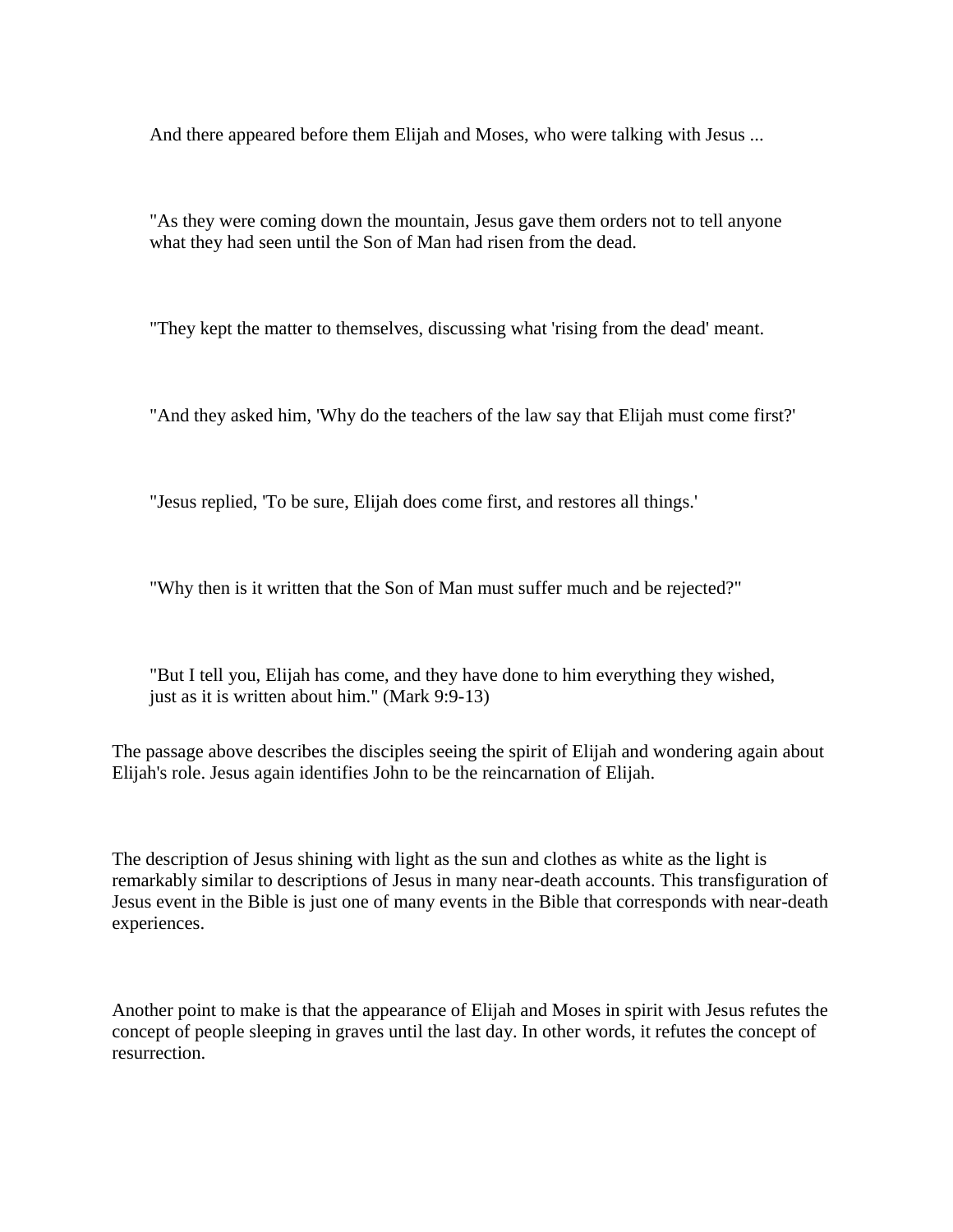> And there appeared before them Elijah and Moses, who were talking with Jesus ...
>
> "As they were coming down the mountain, Jesus gave them orders not to tell anyone what they had seen until the Son of Man had risen from the dead.
>
> "They kept the matter to themselves, discussing what 'rising from the dead' meant.
>
> "And they asked him, 'Why do the teachers of the law say that Elijah must come first?'
>
> "Jesus replied, 'To be sure, Elijah does come first, and restores all things.'
>
> "Why then is it written that the Son of Man must suffer much and be rejected?"
>
> "But I tell you, Elijah has come, and they have done to him everything they wished, just as it is written about him." (Mark 9:9-13)

The passage above describes the disciples seeing the spirit of Elijah and wondering again about Elijah's role. Jesus again identifies John to be the reincarnation of Elijah.

The description of Jesus shining with light as the sun and clothes as white as the light is remarkably similar to descriptions of Jesus in many near-death accounts. This transfiguration of Jesus event in the Bible is just one of many events in the Bible that corresponds with near-death experiences.

Another point to make is that the appearance of Elijah and Moses in spirit with Jesus refutes the concept of people sleeping in graves until the last day. In other words, it refutes the concept of resurrection.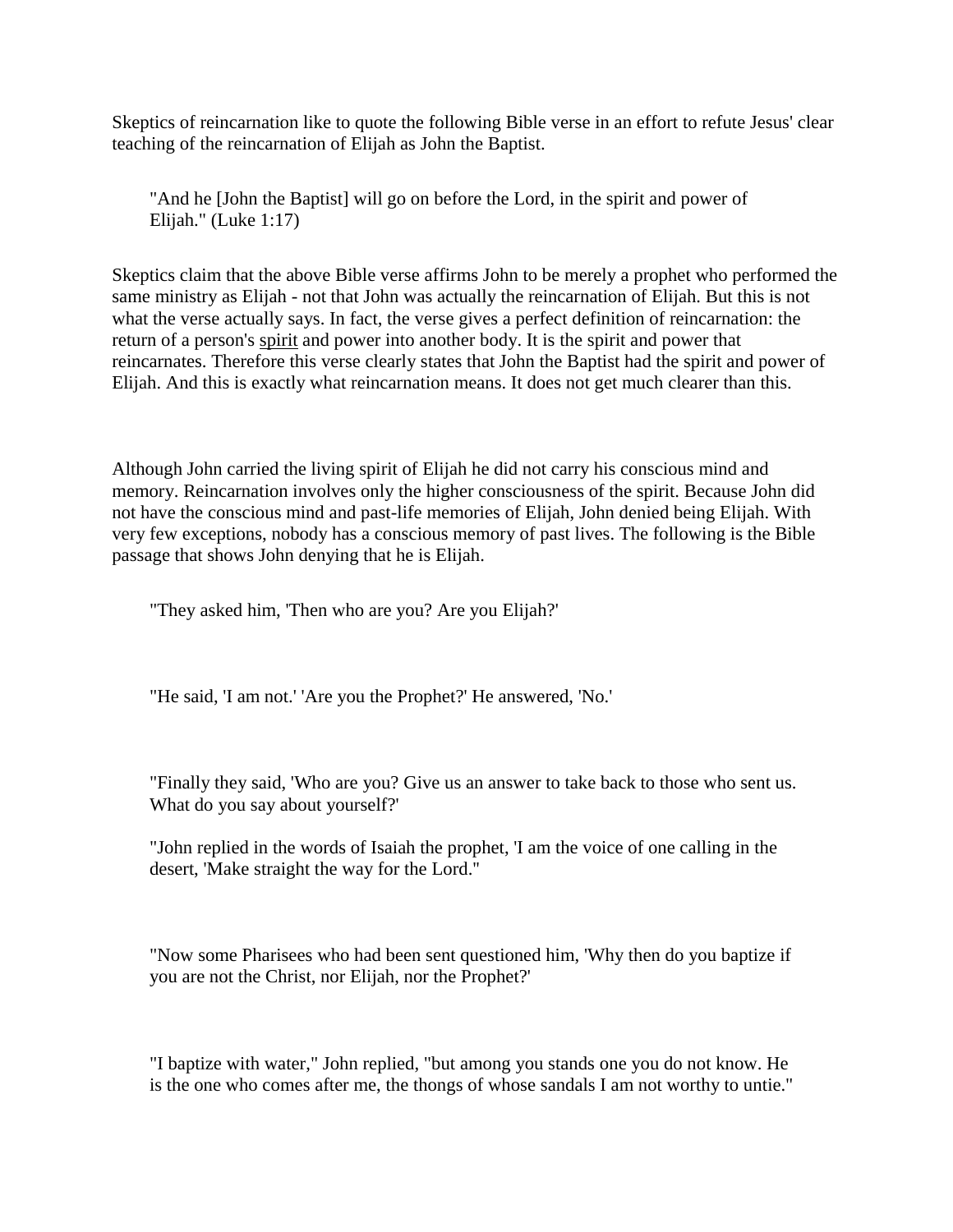Skeptics of reincarnation like to quote the following Bible verse in an effort to refute Jesus' clear teaching of the reincarnation of Elijah as John the Baptist.

> "And he [John the Baptist] will go on before the Lord, in the spirit and power of Elijah." (Luke 1:17)

Skeptics claim that the above Bible verse affirms John to be merely a prophet who performed the same ministry as Elijah - not that John was actually the reincarnation of Elijah. But this is not what the verse actually says. In fact, the verse gives a perfect definition of reincarnation: the return of a person's spirit and power into another body. It is the spirit and power that reincarnates. Therefore this verse clearly states that John the Baptist had the spirit and power of Elijah. And this is exactly what reincarnation means. It does not get much clearer than this.

Although John carried the living spirit of Elijah he did not carry his conscious mind and memory. Reincarnation involves only the higher consciousness of the spirit. Because John did not have the conscious mind and past-life memories of Elijah, John denied being Elijah. With very few exceptions, nobody has a conscious memory of past lives. The following is the Bible passage that shows John denying that he is Elijah.

> "They asked him, 'Then who are you? Are you Elijah?'
>
> "He said, 'I am not.' 'Are you the Prophet?' He answered, 'No.'
>
> "Finally they said, 'Who are you? Give us an answer to take back to those who sent us. What do you say about yourself?'
>
> "John replied in the words of Isaiah the prophet, 'I am the voice of one calling in the desert, 'Make straight the way for the Lord."
>
> "Now some Pharisees who had been sent questioned him, 'Why then do you baptize if you are not the Christ, nor Elijah, nor the Prophet?'
>
> "I baptize with water," John replied, "but among you stands one you do not know. He is the one who comes after me, the thongs of whose sandals I am not worthy to untie."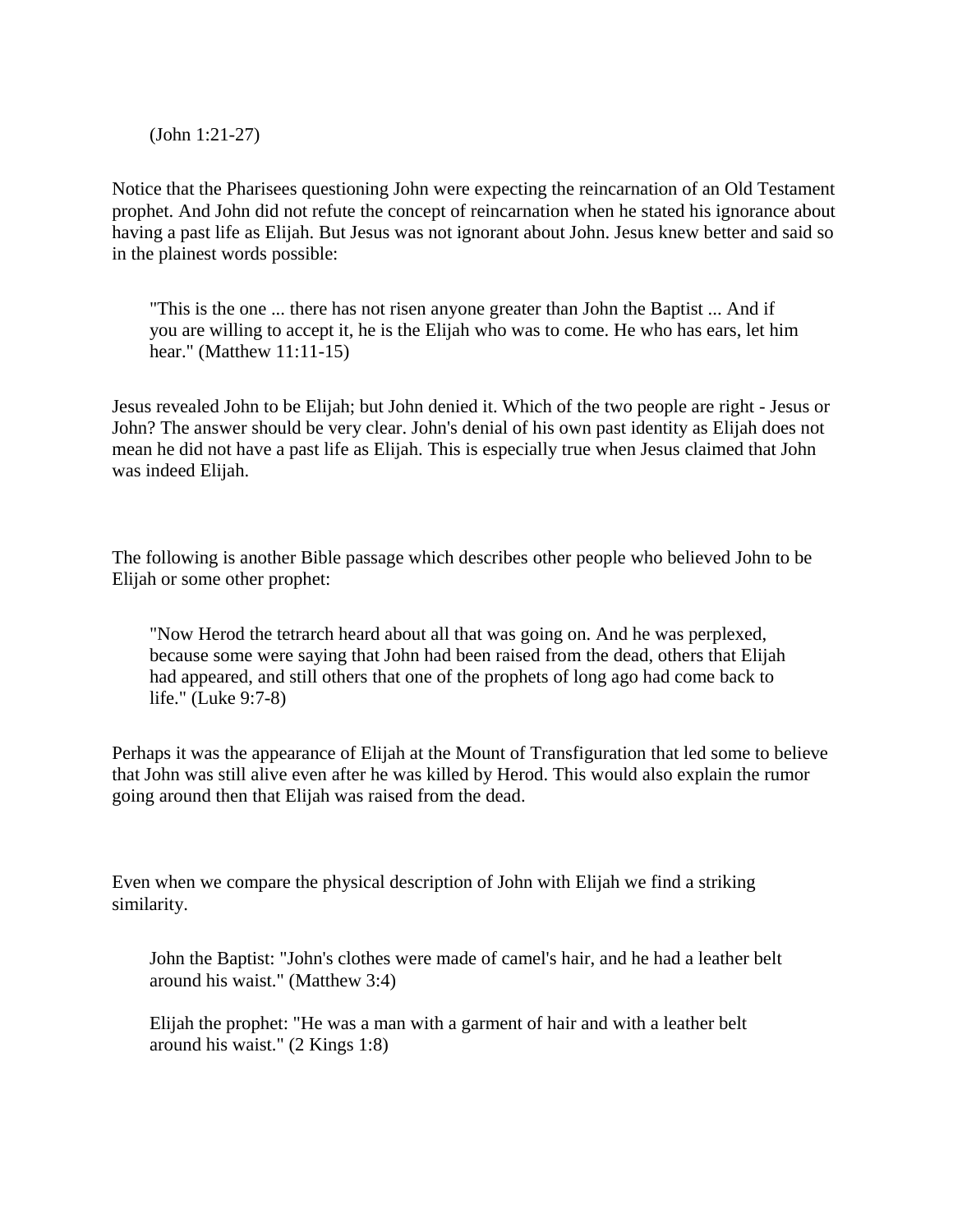(John 1:21-27)

Notice that the Pharisees questioning John were expecting the reincarnation of an Old Testament prophet. And John did not refute the concept of reincarnation when he stated his ignorance about having a past life as Elijah. But Jesus was not ignorant about John. Jesus knew better and said so in the plainest words possible:

> "This is the one ... there has not risen anyone greater than John the Baptist ... And if you are willing to accept it, he is the Elijah who was to come. He who has ears, let him hear." (Matthew 11:11-15)

Jesus revealed John to be Elijah; but John denied it. Which of the two people are right - Jesus or John? The answer should be very clear. John's denial of his own past identity as Elijah does not mean he did not have a past life as Elijah. This is especially true when Jesus claimed that John was indeed Elijah.

The following is another Bible passage which describes other people who believed John to be Elijah or some other prophet:

> "Now Herod the tetrarch heard about all that was going on. And he was perplexed, because some were saying that John had been raised from the dead, others that Elijah had appeared, and still others that one of the prophets of long ago had come back to life." (Luke 9:7-8)

Perhaps it was the appearance of Elijah at the Mount of Transfiguration that led some to believe that John was still alive even after he was killed by Herod. This would also explain the rumor going around then that Elijah was raised from the dead.

Even when we compare the physical description of John with Elijah we find a striking similarity.

> John the Baptist: "John's clothes were made of camel's hair, and he had a leather belt around his waist." (Matthew 3:4)
>
> Elijah the prophet: "He was a man with a garment of hair and with a leather belt around his waist." (2 Kings 1:8)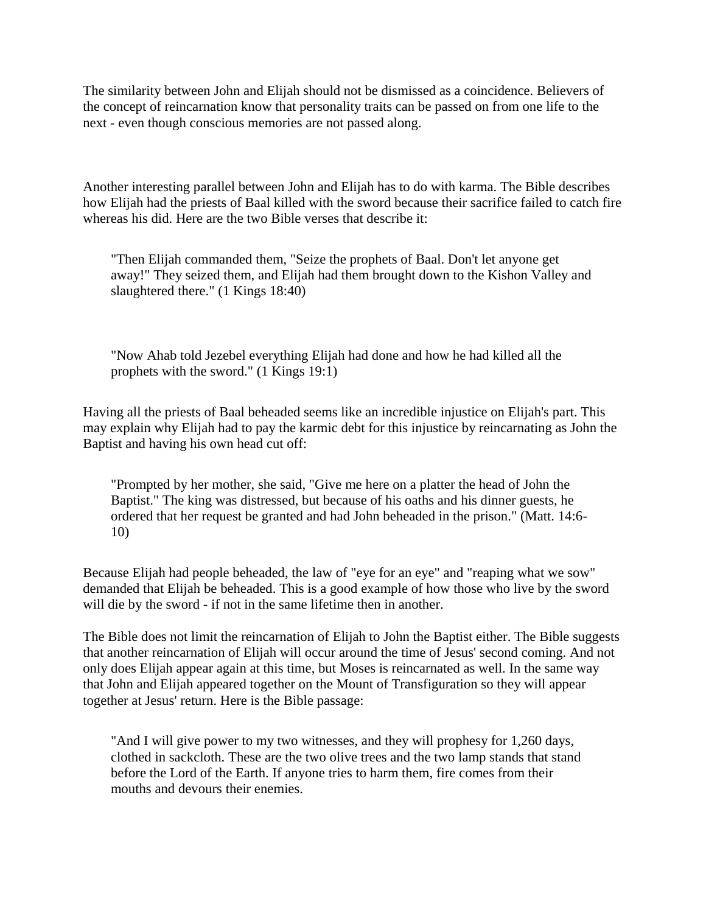The similarity between John and Elijah should not be dismissed as a coincidence. Believers of the concept of reincarnation know that personality traits can be passed on from one life to the next - even though conscious memories are not passed along.

Another interesting parallel between John and Elijah has to do with karma. The Bible describes how Elijah had the priests of Baal killed with the sword because their sacrifice failed to catch fire whereas his did. Here are the two Bible verses that describe it:

> "Then Elijah commanded them, "Seize the prophets of Baal. Don't let anyone get away!" They seized them, and Elijah had them brought down to the Kishon Valley and slaughtered there." (1 Kings 18:40)

> "Now Ahab told Jezebel everything Elijah had done and how he had killed all the prophets with the sword." (1 Kings 19:1)

Having all the priests of Baal beheaded seems like an incredible injustice on Elijah's part. This may explain why Elijah had to pay the karmic debt for this injustice by reincarnating as John the Baptist and having his own head cut off:

> "Prompted by her mother, she said, "Give me here on a platter the head of John the Baptist." The king was distressed, but because of his oaths and his dinner guests, he ordered that her request be granted and had John beheaded in the prison." (Matt. 14:6-10)

Because Elijah had people beheaded, the law of "eye for an eye" and "reaping what we sow" demanded that Elijah be beheaded. This is a good example of how those who live by the sword will die by the sword - if not in the same lifetime then in another.

The Bible does not limit the reincarnation of Elijah to John the Baptist either. The Bible suggests that another reincarnation of Elijah will occur around the time of Jesus' second coming. And not only does Elijah appear again at this time, but Moses is reincarnated as well. In the same way that John and Elijah appeared together on the Mount of Transfiguration so they will appear together at Jesus' return. Here is the Bible passage:

> "And I will give power to my two witnesses, and they will prophesy for 1,260 days, clothed in sackcloth. These are the two olive trees and the two lamp stands that stand before the Lord of the Earth. If anyone tries to harm them, fire comes from their mouths and devours their enemies.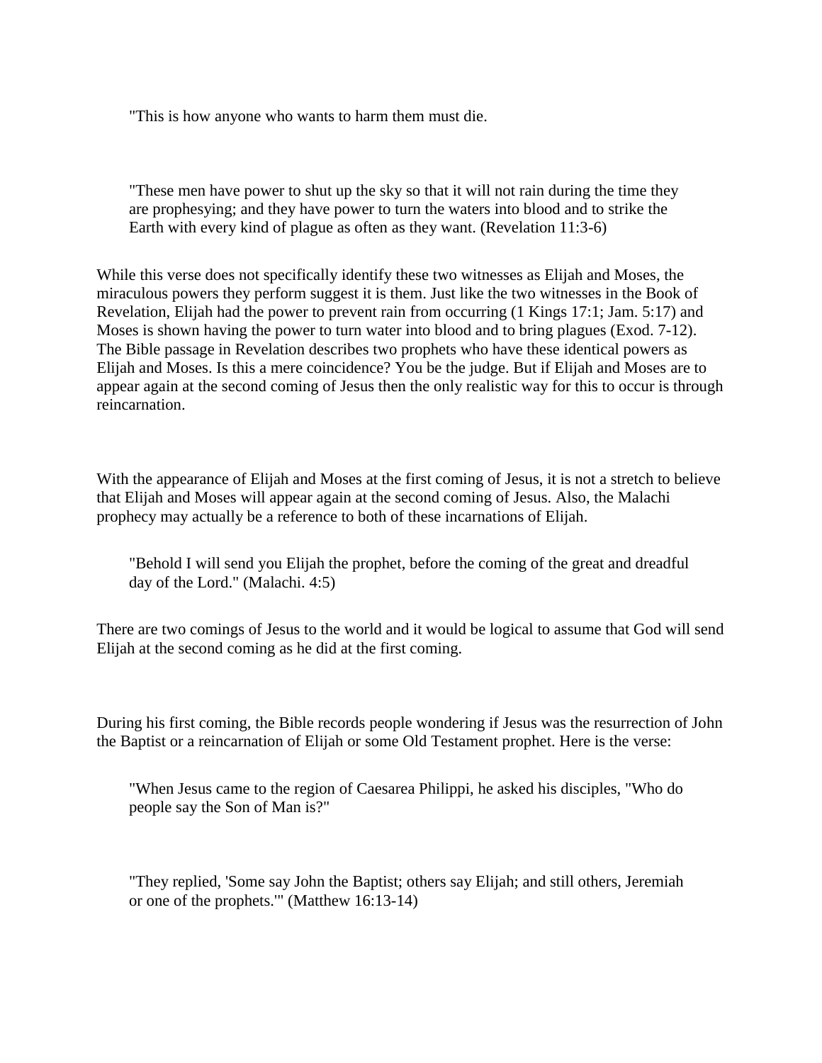> "This is how anyone who wants to harm them must die.

> "These men have power to shut up the sky so that it will not rain during the time they are prophesying; and they have power to turn the waters into blood and to strike the Earth with every kind of plague as often as they want. (Revelation 11:3-6)

While this verse does not specifically identify these two witnesses as Elijah and Moses, the miraculous powers they perform suggest it is them. Just like the two witnesses in the Book of Revelation, Elijah had the power to prevent rain from occurring (1 Kings 17:1; Jam. 5:17) and Moses is shown having the power to turn water into blood and to bring plagues (Exod. 7-12). The Bible passage in Revelation describes two prophets who have these identical powers as Elijah and Moses. Is this a mere coincidence? You be the judge. But if Elijah and Moses are to appear again at the second coming of Jesus then the only realistic way for this to occur is through reincarnation.

With the appearance of Elijah and Moses at the first coming of Jesus, it is not a stretch to believe that Elijah and Moses will appear again at the second coming of Jesus. Also, the Malachi prophecy may actually be a reference to both of these incarnations of Elijah.

> "Behold I will send you Elijah the prophet, before the coming of the great and dreadful day of the Lord." (Malachi. 4:5)

There are two comings of Jesus to the world and it would be logical to assume that God will send Elijah at the second coming as he did at the first coming.

During his first coming, the Bible records people wondering if Jesus was the resurrection of John the Baptist or a reincarnation of Elijah or some Old Testament prophet. Here is the verse:

> "When Jesus came to the region of Caesarea Philippi, he asked his disciples, "Who do people say the Son of Man is?"

> "They replied, 'Some say John the Baptist; others say Elijah; and still others, Jeremiah or one of the prophets.'" (Matthew 16:13-14)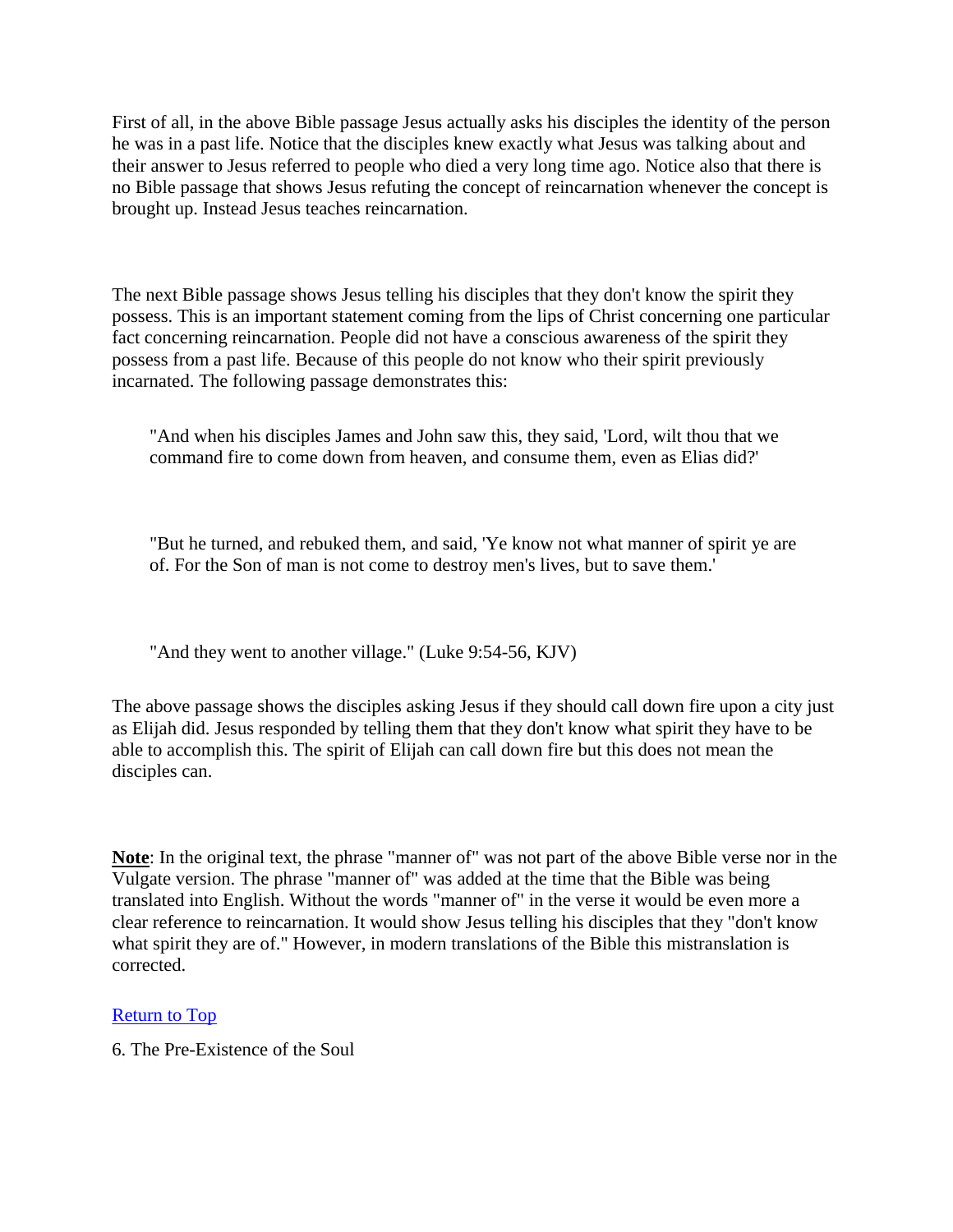First of all, in the above Bible passage Jesus actually asks his disciples the identity of the person he was in a past life. Notice that the disciples knew exactly what Jesus was talking about and their answer to Jesus referred to people who died a very long time ago. Notice also that there is no Bible passage that shows Jesus refuting the concept of reincarnation whenever the concept is brought up. Instead Jesus teaches reincarnation.

The next Bible passage shows Jesus telling his disciples that they don't know the spirit they possess. This is an important statement coming from the lips of Christ concerning one particular fact concerning reincarnation. People did not have a conscious awareness of the spirit they possess from a past life. Because of this people do not know who their spirit previously incarnated. The following passage demonstrates this:

> "And when his disciples James and John saw this, they said, 'Lord, wilt thou that we command fire to come down from heaven, and consume them, even as Elias did?'
>
> "But he turned, and rebuked them, and said, 'Ye know not what manner of spirit ye are of. For the Son of man is not come to destroy men's lives, but to save them.'
>
> "And they went to another village." (Luke 9:54-56, KJV)

The above passage shows the disciples asking Jesus if they should call down fire upon a city just as Elijah did. Jesus responded by telling them that they don't know what spirit they have to be able to accomplish this. The spirit of Elijah can call down fire but this does not mean the disciples can.

**Note**: In the original text, the phrase "manner of" was not part of the above Bible verse nor in the Vulgate version. The phrase "manner of" was added at the time that the Bible was being translated into English. Without the words "manner of" in the verse it would be even more a clear reference to reincarnation. It would show Jesus telling his disciples that they "don't know what spirit they are of." However, in modern translations of the Bible this mistranslation is corrected.

[Return to Top]

6. The Pre-Existence of the Soul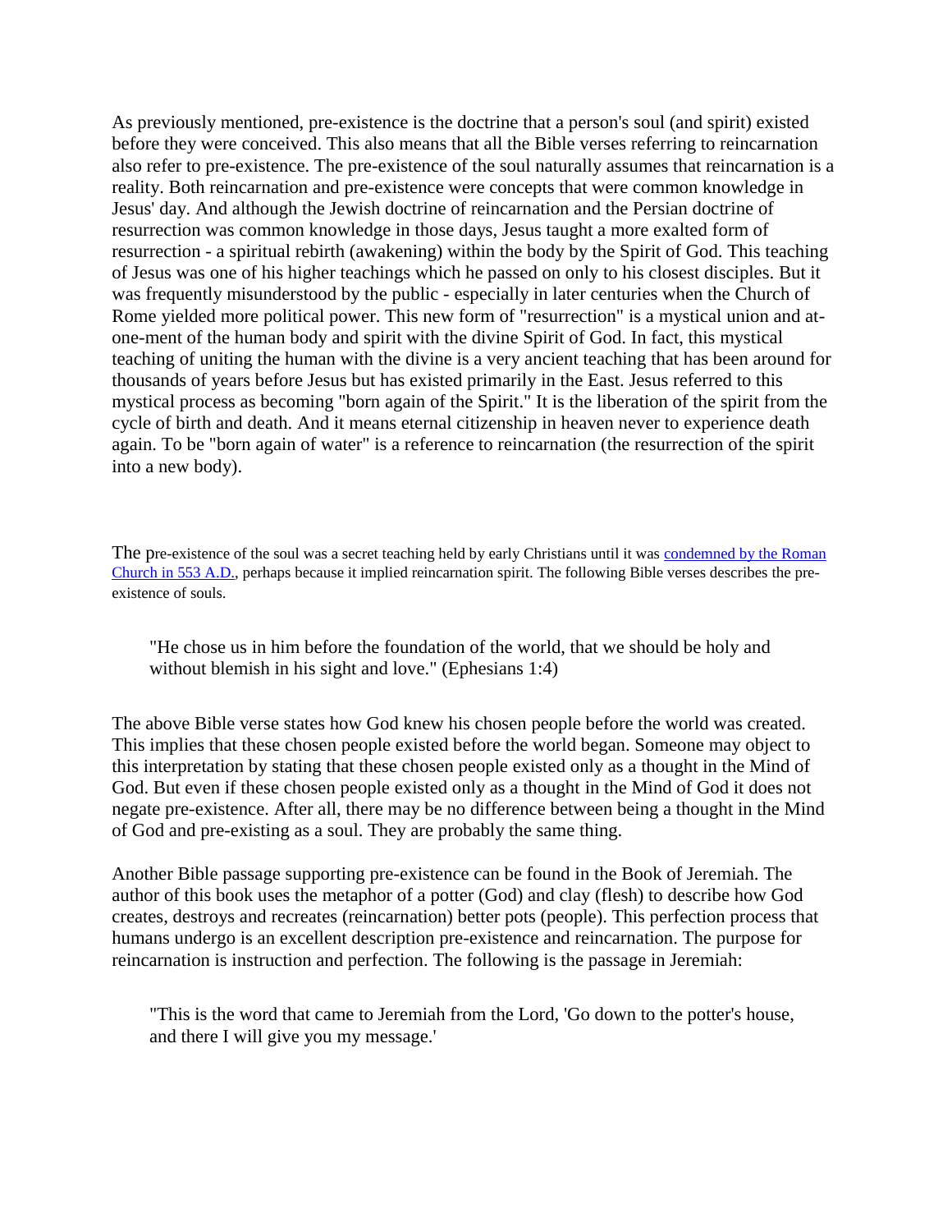As previously mentioned, pre-existence is the doctrine that a person's soul (and spirit) existed before they were conceived. This also means that all the Bible verses referring to reincarnation also refer to pre-existence. The pre-existence of the soul naturally assumes that reincarnation is a reality. Both reincarnation and pre-existence were concepts that were common knowledge in Jesus' day. And although the Jewish doctrine of reincarnation and the Persian doctrine of resurrection was common knowledge in those days, Jesus taught a more exalted form of resurrection - a spiritual rebirth (awakening) within the body by the Spirit of God. This teaching of Jesus was one of his higher teachings which he passed on only to his closest disciples. But it was frequently misunderstood by the public - especially in later centuries when the Church of Rome yielded more political power. This new form of "resurrection" is a mystical union and at-one-ment of the human body and spirit with the divine Spirit of God. In fact, this mystical teaching of uniting the human with the divine is a very ancient teaching that has been around for thousands of years before Jesus but has existed primarily in the East. Jesus referred to this mystical process as becoming "born again of the Spirit." It is the liberation of the spirit from the cycle of birth and death. And it means eternal citizenship in heaven never to experience death again. To be "born again of water" is a reference to reincarnation (the resurrection of the spirit into a new body).

The pre-existence of the soul was a secret teaching held by early Christians until it was condemned by the Roman Church in 553 A.D., perhaps because it implied reincarnation spirit. The following Bible verses describes the pre-existence of souls.

> "He chose us in him before the foundation of the world, that we should be holy and without blemish in his sight and love." (Ephesians 1:4)

The above Bible verse states how God knew his chosen people before the world was created. This implies that these chosen people existed before the world began. Someone may object to this interpretation by stating that these chosen people existed only as a thought in the Mind of God. But even if these chosen people existed only as a thought in the Mind of God it does not negate pre-existence. After all, there may be no difference between being a thought in the Mind of God and pre-existing as a soul. They are probably the same thing.

Another Bible passage supporting pre-existence can be found in the Book of Jeremiah. The author of this book uses the metaphor of a potter (God) and clay (flesh) to describe how God creates, destroys and recreates (reincarnation) better pots (people). This perfection process that humans undergo is an excellent description pre-existence and reincarnation. The purpose for reincarnation is instruction and perfection. The following is the passage in Jeremiah:

> "This is the word that came to Jeremiah from the Lord, 'Go down to the potter's house, and there I will give you my message.'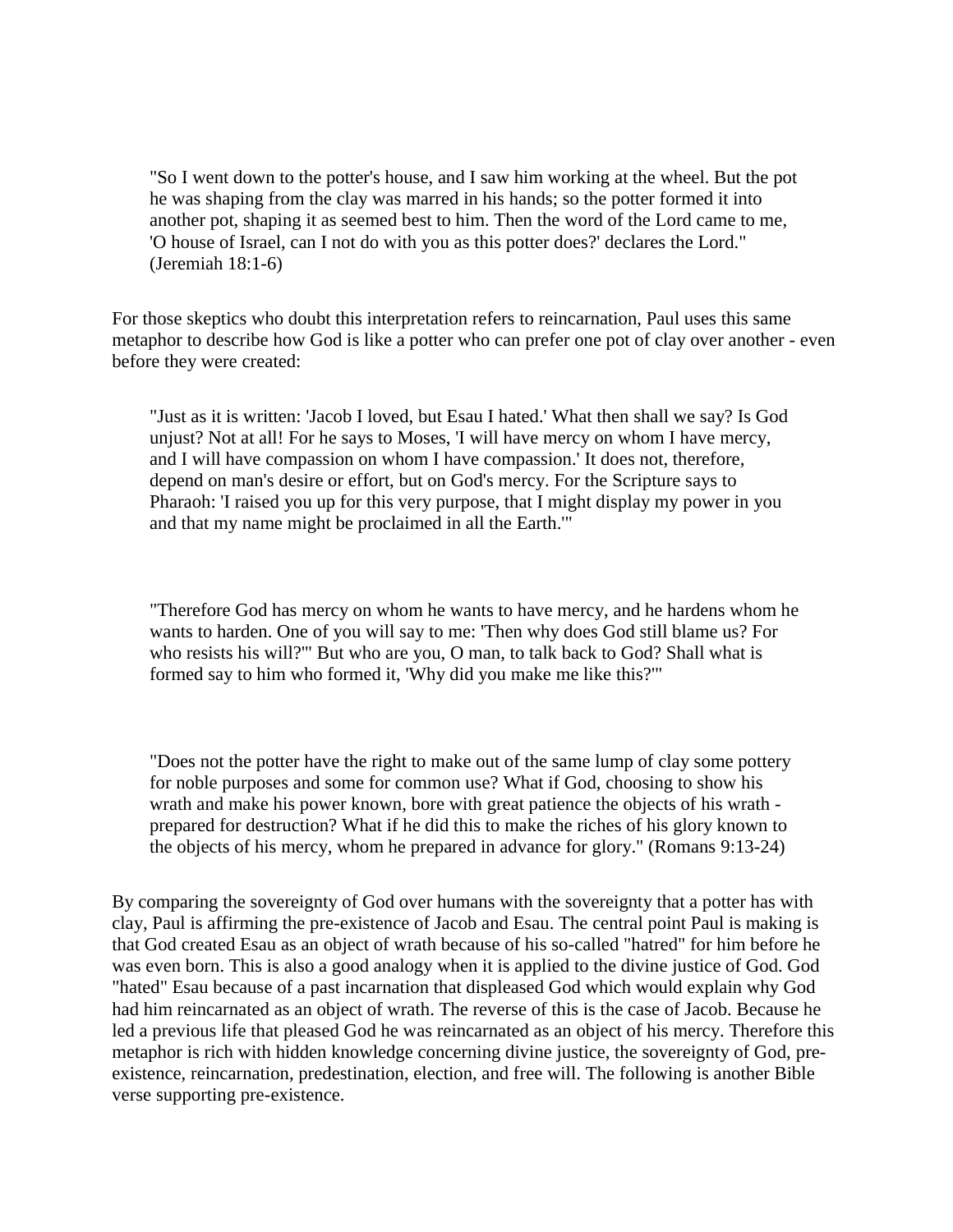> "So I went down to the potter's house, and I saw him working at the wheel. But the pot he was shaping from the clay was marred in his hands; so the potter formed it into another pot, shaping it as seemed best to him. Then the word of the Lord came to me, 'O house of Israel, can I not do with you as this potter does?' declares the Lord." (Jeremiah 18:1-6)

For those skeptics who doubt this interpretation refers to reincarnation, Paul uses this same metaphor to describe how God is like a potter who can prefer one pot of clay over another - even before they were created:

> "Just as it is written: 'Jacob I loved, but Esau I hated.' What then shall we say? Is God unjust? Not at all! For he says to Moses, 'I will have mercy on whom I have mercy, and I will have compassion on whom I have compassion.' It does not, therefore, depend on man's desire or effort, but on God's mercy. For the Scripture says to Pharaoh: 'I raised you up for this very purpose, that I might display my power in you and that my name might be proclaimed in all the Earth.'"

> "Therefore God has mercy on whom he wants to have mercy, and he hardens whom he wants to harden. One of you will say to me: 'Then why does God still blame us? For who resists his will?'" But who are you, O man, to talk back to God? Shall what is formed say to him who formed it, 'Why did you make me like this?'"

> "Does not the potter have the right to make out of the same lump of clay some pottery for noble purposes and some for common use? What if God, choosing to show his wrath and make his power known, bore with great patience the objects of his wrath - prepared for destruction? What if he did this to make the riches of his glory known to the objects of his mercy, whom he prepared in advance for glory." (Romans 9:13-24)

By comparing the sovereignty of God over humans with the sovereignty that a potter has with clay, Paul is affirming the pre-existence of Jacob and Esau. The central point Paul is making is that God created Esau as an object of wrath because of his so-called "hatred" for him before he was even born. This is also a good analogy when it is applied to the divine justice of God. God "hated" Esau because of a past incarnation that displeased God which would explain why God had him reincarnated as an object of wrath. The reverse of this is the case of Jacob. Because he led a previous life that pleased God he was reincarnated as an object of his mercy. Therefore this metaphor is rich with hidden knowledge concerning divine justice, the sovereignty of God, pre-existence, reincarnation, predestination, election, and free will. The following is another Bible verse supporting pre-existence.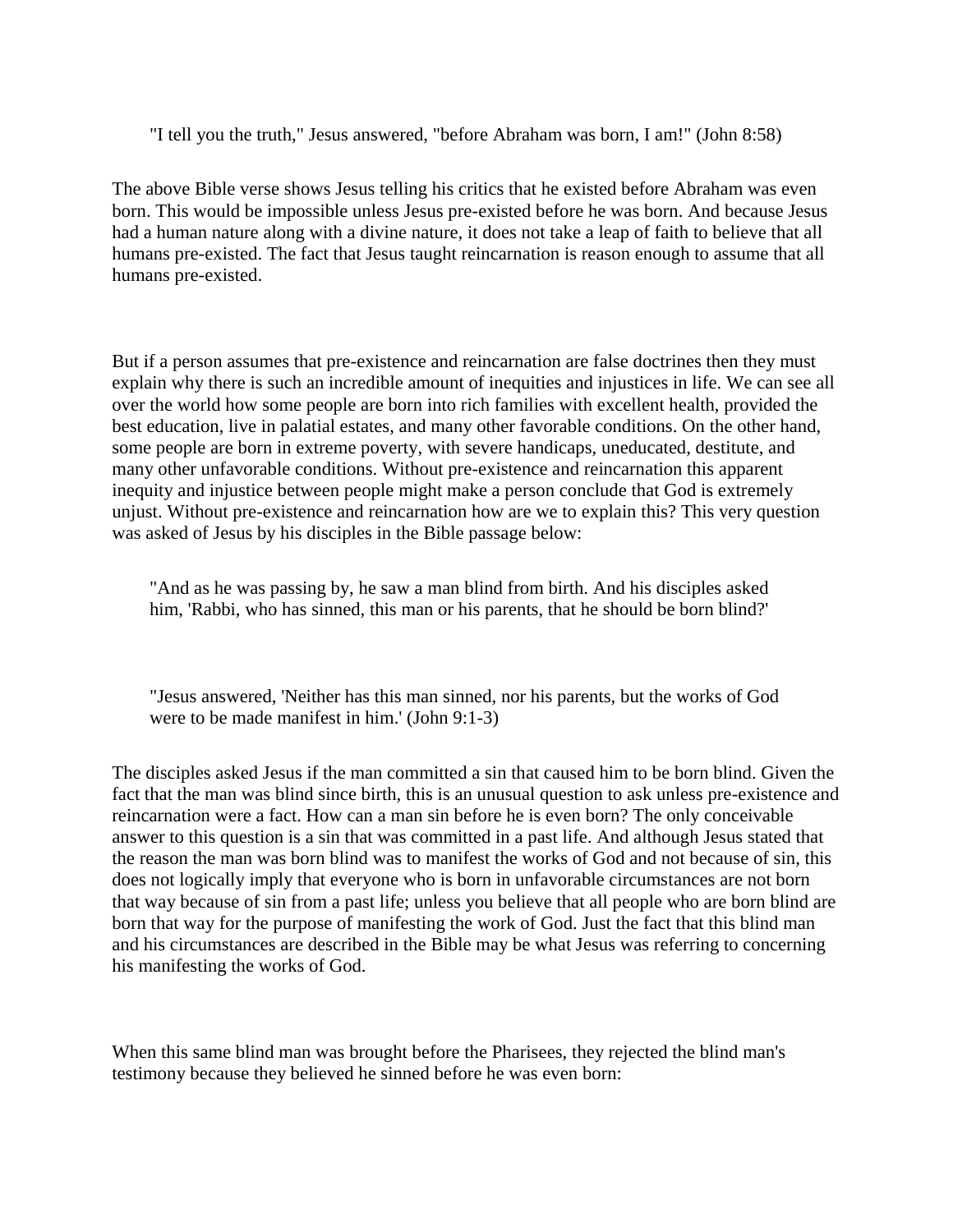> "I tell you the truth," Jesus answered, "before Abraham was born, I am!" (John 8:58)

The above Bible verse shows Jesus telling his critics that he existed before Abraham was even born. This would be impossible unless Jesus pre-existed before he was born. And because Jesus had a human nature along with a divine nature, it does not take a leap of faith to believe that all humans pre-existed. The fact that Jesus taught reincarnation is reason enough to assume that all humans pre-existed.

But if a person assumes that pre-existence and reincarnation are false doctrines then they must explain why there is such an incredible amount of inequities and injustices in life. We can see all over the world how some people are born into rich families with excellent health, provided the best education, live in palatial estates, and many other favorable conditions. On the other hand, some people are born in extreme poverty, with severe handicaps, uneducated, destitute, and many other unfavorable conditions. Without pre-existence and reincarnation this apparent inequity and injustice between people might make a person conclude that God is extremely unjust. Without pre-existence and reincarnation how are we to explain this? This very question was asked of Jesus by his disciples in the Bible passage below:

> "And as he was passing by, he saw a man blind from birth. And his disciples asked him, 'Rabbi, who has sinned, this man or his parents, that he should be born blind?'
>
> "Jesus answered, 'Neither has this man sinned, nor his parents, but the works of God were to be made manifest in him.' (John 9:1-3)

The disciples asked Jesus if the man committed a sin that caused him to be born blind. Given the fact that the man was blind since birth, this is an unusual question to ask unless pre-existence and reincarnation were a fact. How can a man sin before he is even born? The only conceivable answer to this question is a sin that was committed in a past life. And although Jesus stated that the reason the man was born blind was to manifest the works of God and not because of sin, this does not logically imply that everyone who is born in unfavorable circumstances are not born that way because of sin from a past life; unless you believe that all people who are born blind are born that way for the purpose of manifesting the work of God. Just the fact that this blind man and his circumstances are described in the Bible may be what Jesus was referring to concerning his manifesting the works of God.

When this same blind man was brought before the Pharisees, they rejected the blind man's testimony because they believed he sinned before he was even born: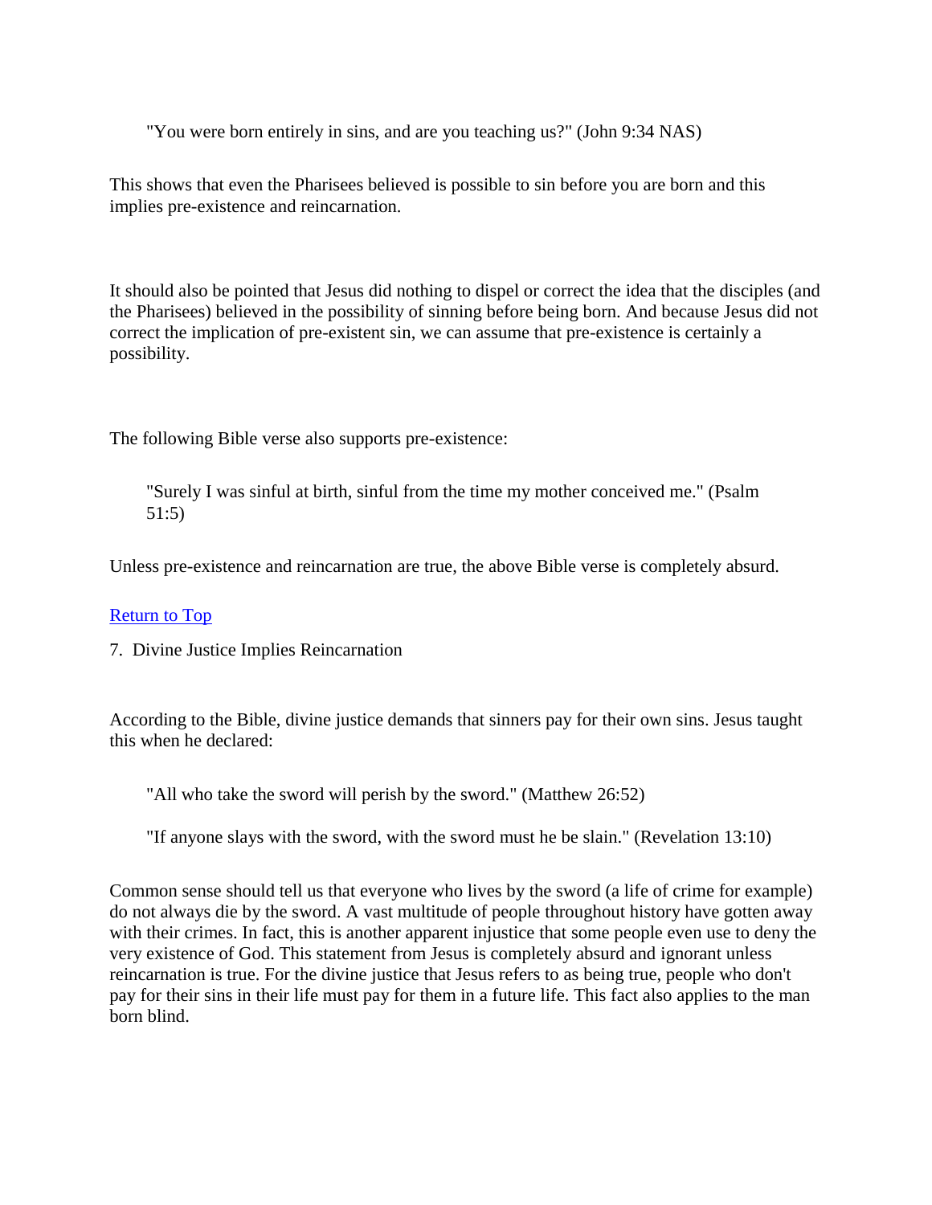> "You were born entirely in sins, and are you teaching us?" (John 9:34 NAS)

This shows that even the Pharisees believed is possible to sin before you are born and this implies pre-existence and reincarnation.

It should also be pointed that Jesus did nothing to dispel or correct the idea that the disciples (and the Pharisees) believed in the possibility of sinning before being born. And because Jesus did not correct the implication of pre-existent sin, we can assume that pre-existence is certainly a possibility.

The following Bible verse also supports pre-existence:

> "Surely I was sinful at birth, sinful from the time my mother conceived me." (Psalm 51:5)

Unless pre-existence and reincarnation are true, the above Bible verse is completely absurd.

Return to Top

7. Divine Justice Implies Reincarnation

According to the Bible, divine justice demands that sinners pay for their own sins. Jesus taught this when he declared:

> "All who take the sword will perish by the sword." (Matthew 26:52)
>
> "If anyone slays with the sword, with the sword must he be slain." (Revelation 13:10)

Common sense should tell us that everyone who lives by the sword (a life of crime for example) do not always die by the sword. A vast multitude of people throughout history have gotten away with their crimes. In fact, this is another apparent injustice that some people even use to deny the very existence of God. This statement from Jesus is completely absurd and ignorant unless reincarnation is true. For the divine justice that Jesus refers to as being true, people who don't pay for their sins in their life must pay for them in a future life. This fact also applies to the man born blind.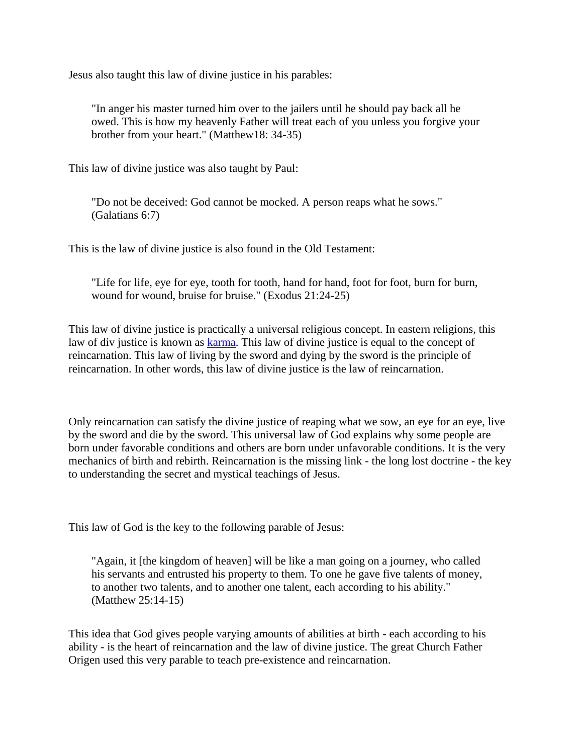Jesus also taught this law of divine justice in his parables:

> "In anger his master turned him over to the jailers until he should pay back all he owed. This is how my heavenly Father will treat each of you unless you forgive your brother from your heart." (Matthew18: 34-35)

This law of divine justice was also taught by Paul:

> "Do not be deceived: God cannot be mocked. A person reaps what he sows." (Galatians 6:7)

This is the law of divine justice is also found in the Old Testament:

> "Life for life, eye for eye, tooth for tooth, hand for hand, foot for foot, burn for burn, wound for wound, bruise for bruise." (Exodus 21:24-25)

This law of divine justice is practically a universal religious concept. In eastern religions, this law of div justice is known as karma. This law of divine justice is equal to the concept of reincarnation. This law of living by the sword and dying by the sword is the principle of reincarnation. In other words, this law of divine justice is the law of reincarnation.

Only reincarnation can satisfy the divine justice of reaping what we sow, an eye for an eye, live by the sword and die by the sword. This universal law of God explains why some people are born under favorable conditions and others are born under unfavorable conditions. It is the very mechanics of birth and rebirth. Reincarnation is the missing link - the long lost doctrine - the key to understanding the secret and mystical teachings of Jesus.

This law of God is the key to the following parable of Jesus:

> "Again, it [the kingdom of heaven] will be like a man going on a journey, who called his servants and entrusted his property to them. To one he gave five talents of money, to another two talents, and to another one talent, each according to his ability." (Matthew 25:14-15)

This idea that God gives people varying amounts of abilities at birth - each according to his ability - is the heart of reincarnation and the law of divine justice. The great Church Father Origen used this very parable to teach pre-existence and reincarnation.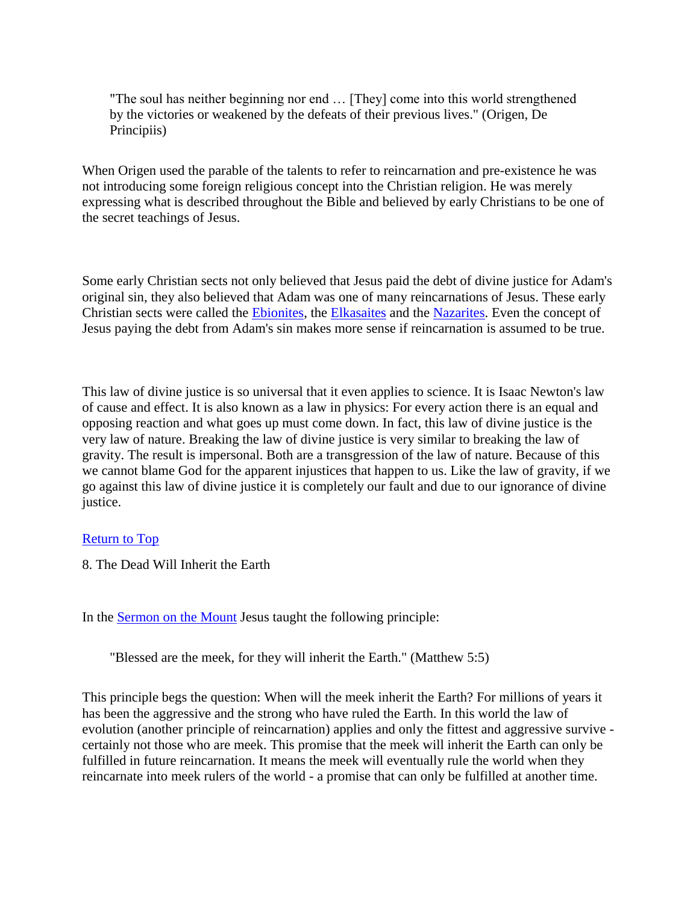> "The soul has neither beginning nor end … [They] come into this world strengthened by the victories or weakened by the defeats of their previous lives." (Origen, De Principiis)

When Origen used the parable of the talents to refer to reincarnation and pre-existence he was not introducing some foreign religious concept into the Christian religion. He was merely expressing what is described throughout the Bible and believed by early Christians to be one of the secret teachings of Jesus.

Some early Christian sects not only believed that Jesus paid the debt of divine justice for Adam's original sin, they also believed that Adam was one of many reincarnations of Jesus. These early Christian sects were called the Ebionites, the Elkasaites and the Nazarites. Even the concept of Jesus paying the debt from Adam's sin makes more sense if reincarnation is assumed to be true.

This law of divine justice is so universal that it even applies to science. It is Isaac Newton's law of cause and effect. It is also known as a law in physics: For every action there is an equal and opposing reaction and what goes up must come down. In fact, this law of divine justice is the very law of nature. Breaking the law of divine justice is very similar to breaking the law of gravity. The result is impersonal. Both are a transgression of the law of nature. Because of this we cannot blame God for the apparent injustices that happen to us. Like the law of gravity, if we go against this law of divine justice it is completely our fault and due to our ignorance of divine justice.

Return to Top

8. The Dead Will Inherit the Earth

In the Sermon on the Mount Jesus taught the following principle:

> "Blessed are the meek, for they will inherit the Earth." (Matthew 5:5)

This principle begs the question: When will the meek inherit the Earth? For millions of years it has been the aggressive and the strong who have ruled the Earth. In this world the law of evolution (another principle of reincarnation) applies and only the fittest and aggressive survive - certainly not those who are meek. This promise that the meek will inherit the Earth can only be fulfilled in future reincarnation. It means the meek will eventually rule the world when they reincarnate into meek rulers of the world - a promise that can only be fulfilled at another time.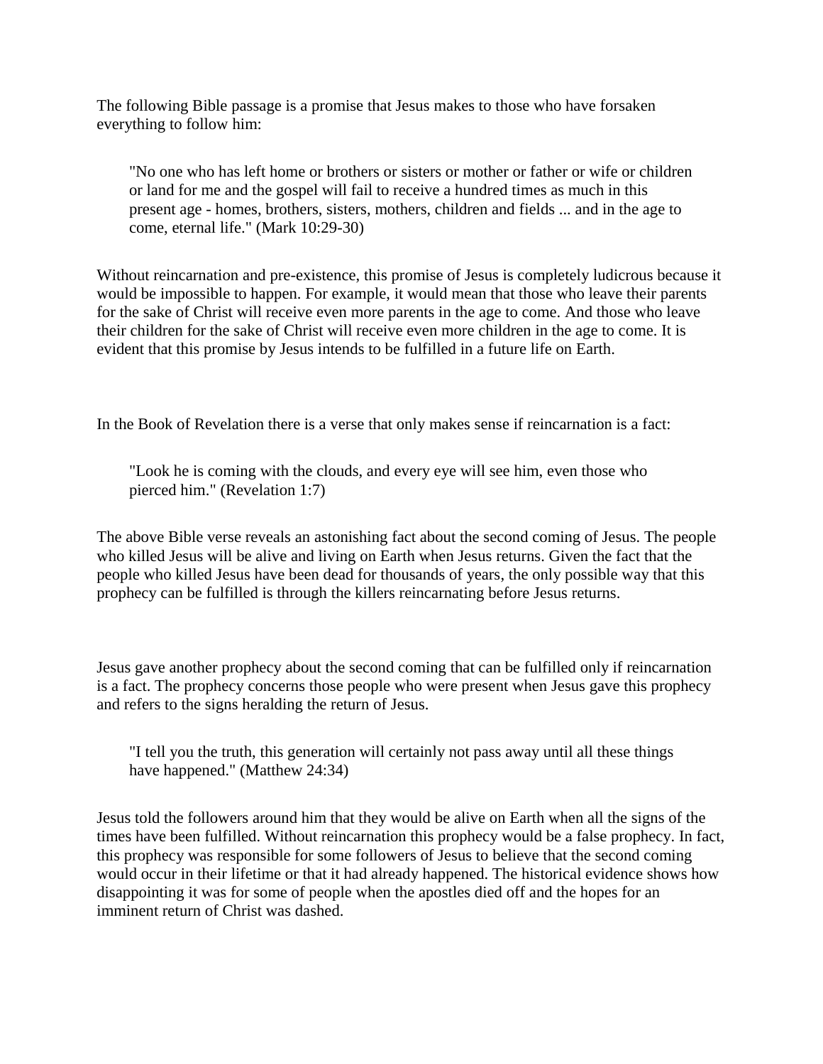The following Bible passage is a promise that Jesus makes to those who have forsaken everything to follow him:

> "No one who has left home or brothers or sisters or mother or father or wife or children or land for me and the gospel will fail to receive a hundred times as much in this present age - homes, brothers, sisters, mothers, children and fields ... and in the age to come, eternal life." (Mark 10:29-30)

Without reincarnation and pre-existence, this promise of Jesus is completely ludicrous because it would be impossible to happen. For example, it would mean that those who leave their parents for the sake of Christ will receive even more parents in the age to come. And those who leave their children for the sake of Christ will receive even more children in the age to come. It is evident that this promise by Jesus intends to be fulfilled in a future life on Earth.

In the Book of Revelation there is a verse that only makes sense if reincarnation is a fact:

> "Look he is coming with the clouds, and every eye will see him, even those who pierced him." (Revelation 1:7)

The above Bible verse reveals an astonishing fact about the second coming of Jesus. The people who killed Jesus will be alive and living on Earth when Jesus returns. Given the fact that the people who killed Jesus have been dead for thousands of years, the only possible way that this prophecy can be fulfilled is through the killers reincarnating before Jesus returns.

Jesus gave another prophecy about the second coming that can be fulfilled only if reincarnation is a fact. The prophecy concerns those people who were present when Jesus gave this prophecy and refers to the signs heralding the return of Jesus.

> "I tell you the truth, this generation will certainly not pass away until all these things have happened." (Matthew 24:34)

Jesus told the followers around him that they would be alive on Earth when all the signs of the times have been fulfilled. Without reincarnation this prophecy would be a false prophecy. In fact, this prophecy was responsible for some followers of Jesus to believe that the second coming would occur in their lifetime or that it had already happened. The historical evidence shows how disappointing it was for some of people when the apostles died off and the hopes for an imminent return of Christ was dashed.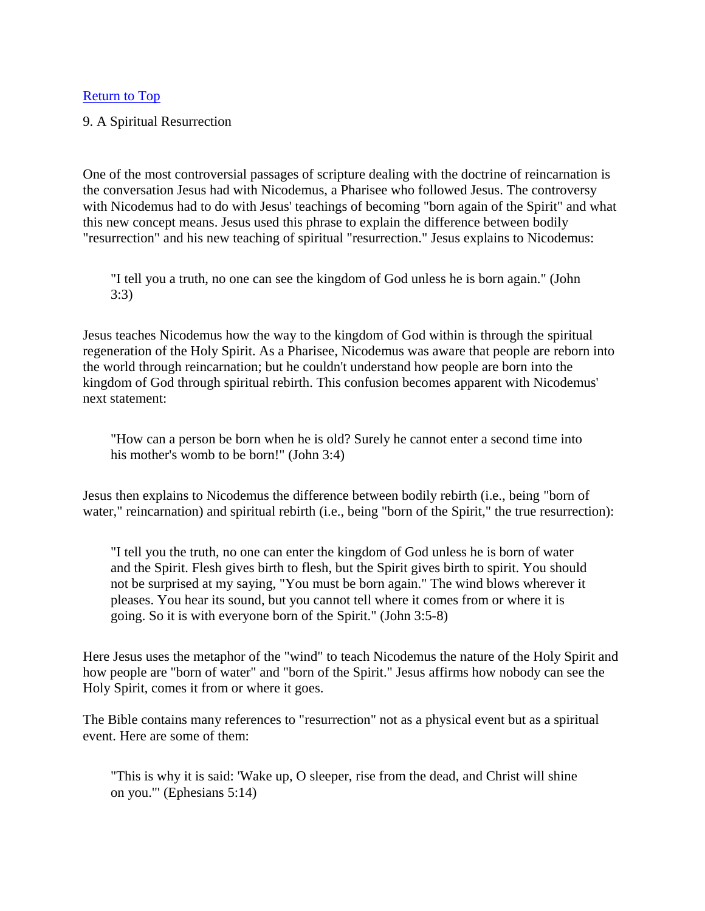[Return to Top](#)

9. A Spiritual Resurrection

One of the most controversial passages of scripture dealing with the doctrine of reincarnation is the conversation Jesus had with Nicodemus, a Pharisee who followed Jesus. The controversy with Nicodemus had to do with Jesus' teachings of becoming "born again of the Spirit" and what this new concept means. Jesus used this phrase to explain the difference between bodily "resurrection" and his new teaching of spiritual "resurrection." Jesus explains to Nicodemus:

> "I tell you a truth, no one can see the kingdom of God unless he is born again." (John 3:3)

Jesus teaches Nicodemus how the way to the kingdom of God within is through the spiritual regeneration of the Holy Spirit. As a Pharisee, Nicodemus was aware that people are reborn into the world through reincarnation; but he couldn't understand how people are born into the kingdom of God through spiritual rebirth. This confusion becomes apparent with Nicodemus' next statement:

> "How can a person be born when he is old? Surely he cannot enter a second time into his mother's womb to be born!" (John 3:4)

Jesus then explains to Nicodemus the difference between bodily rebirth (i.e., being "born of water," reincarnation) and spiritual rebirth (i.e., being "born of the Spirit," the true resurrection):

> "I tell you the truth, no one can enter the kingdom of God unless he is born of water and the Spirit. Flesh gives birth to flesh, but the Spirit gives birth to spirit. You should not be surprised at my saying, "You must be born again." The wind blows wherever it pleases. You hear its sound, but you cannot tell where it comes from or where it is going. So it is with everyone born of the Spirit." (John 3:5-8)

Here Jesus uses the metaphor of the "wind" to teach Nicodemus the nature of the Holy Spirit and how people are "born of water" and "born of the Spirit." Jesus affirms how nobody can see the Holy Spirit, comes it from or where it goes.

The Bible contains many references to "resurrection" not as a physical event but as a spiritual event. Here are some of them:

> "This is why it is said: 'Wake up, O sleeper, rise from the dead, and Christ will shine on you.'" (Ephesians 5:14)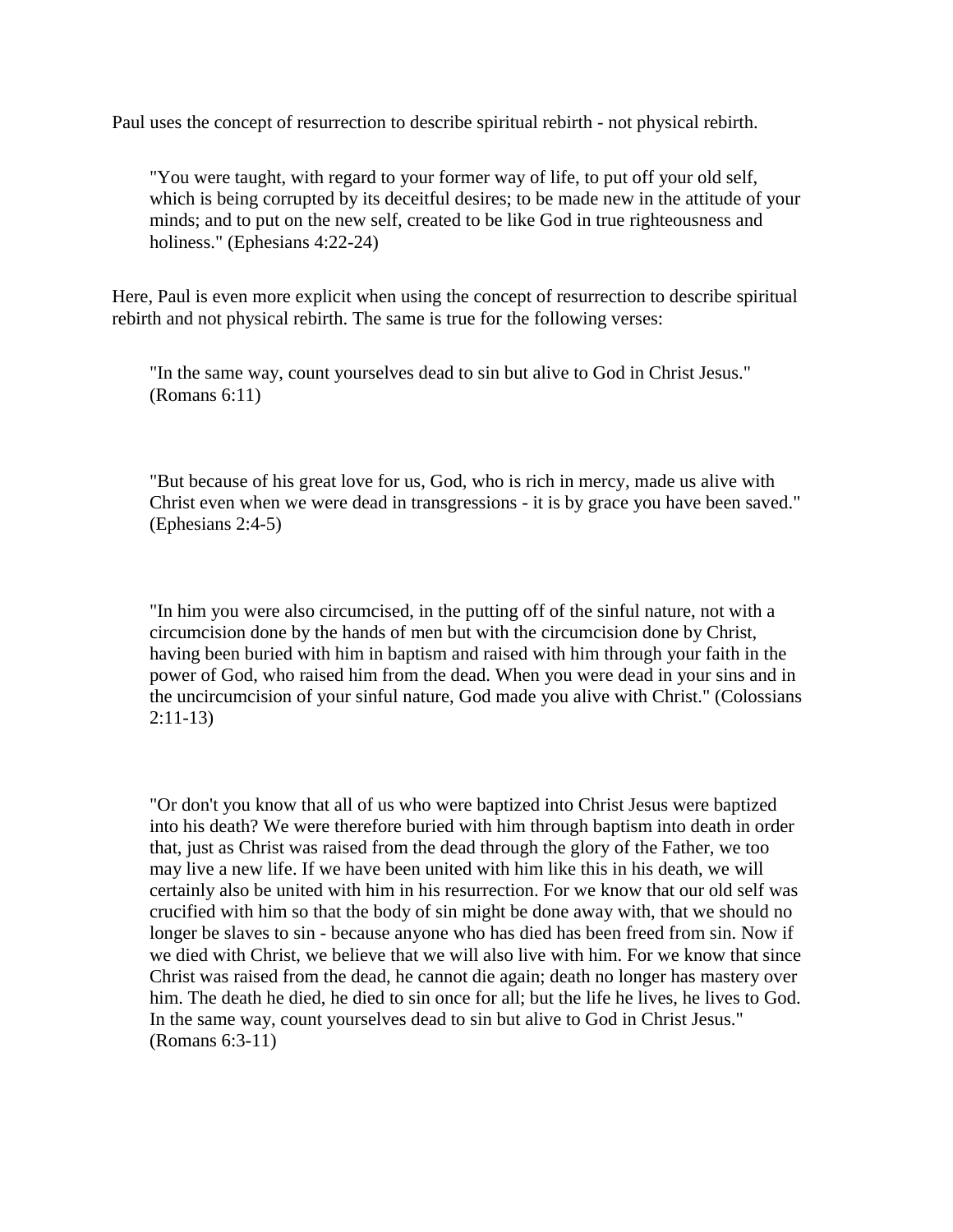Paul uses the concept of resurrection to describe spiritual rebirth - not physical rebirth.

> "You were taught, with regard to your former way of life, to put off your old self, which is being corrupted by its deceitful desires; to be made new in the attitude of your minds; and to put on the new self, created to be like God in true righteousness and holiness." (Ephesians 4:22-24)

Here, Paul is even more explicit when using the concept of resurrection to describe spiritual rebirth and not physical rebirth. The same is true for the following verses:

> "In the same way, count yourselves dead to sin but alive to God in Christ Jesus." (Romans 6:11)

> "But because of his great love for us, God, who is rich in mercy, made us alive with Christ even when we were dead in transgressions - it is by grace you have been saved." (Ephesians 2:4-5)

> "In him you were also circumcised, in the putting off of the sinful nature, not with a circumcision done by the hands of men but with the circumcision done by Christ, having been buried with him in baptism and raised with him through your faith in the power of God, who raised him from the dead. When you were dead in your sins and in the uncircumcision of your sinful nature, God made you alive with Christ." (Colossians 2:11-13)

> "Or don't you know that all of us who were baptized into Christ Jesus were baptized into his death? We were therefore buried with him through baptism into death in order that, just as Christ was raised from the dead through the glory of the Father, we too may live a new life. If we have been united with him like this in his death, we will certainly also be united with him in his resurrection. For we know that our old self was crucified with him so that the body of sin might be done away with, that we should no longer be slaves to sin - because anyone who has died has been freed from sin. Now if we died with Christ, we believe that we will also live with him. For we know that since Christ was raised from the dead, he cannot die again; death no longer has mastery over him. The death he died, he died to sin once for all; but the life he lives, he lives to God. In the same way, count yourselves dead to sin but alive to God in Christ Jesus." (Romans 6:3-11)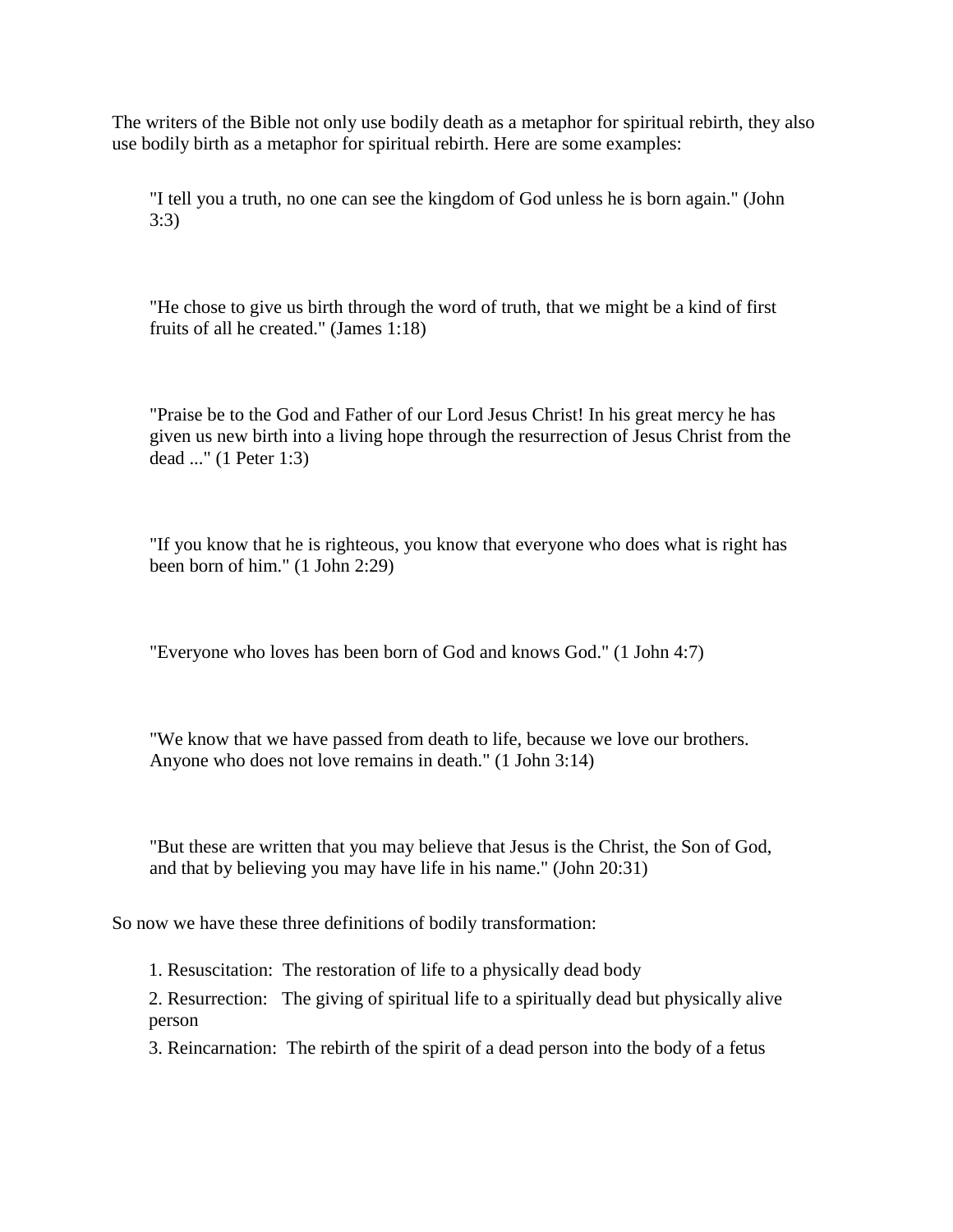The writers of the Bible not only use bodily death as a metaphor for spiritual rebirth, they also use bodily birth as a metaphor for spiritual rebirth. Here are some examples:

> "I tell you a truth, no one can see the kingdom of God unless he is born again." (John 3:3)

> "He chose to give us birth through the word of truth, that we might be a kind of first fruits of all he created." (James 1:18)

> "Praise be to the God and Father of our Lord Jesus Christ! In his great mercy he has given us new birth into a living hope through the resurrection of Jesus Christ from the dead ..." (1 Peter 1:3)

> "If you know that he is righteous, you know that everyone who does what is right has been born of him." (1 John 2:29)

> "Everyone who loves has been born of God and knows God." (1 John 4:7)

> "We know that we have passed from death to life, because we love our brothers. Anyone who does not love remains in death." (1 John 3:14)

> "But these are written that you may believe that Jesus is the Christ, the Son of God, and that by believing you may have life in his name." (John 20:31)

So now we have these three definitions of bodily transformation:

1. Resuscitation: The restoration of life to a physically dead body
2. Resurrection: The giving of spiritual life to a spiritually dead but physically alive person
3. Reincarnation: The rebirth of the spirit of a dead person into the body of a fetus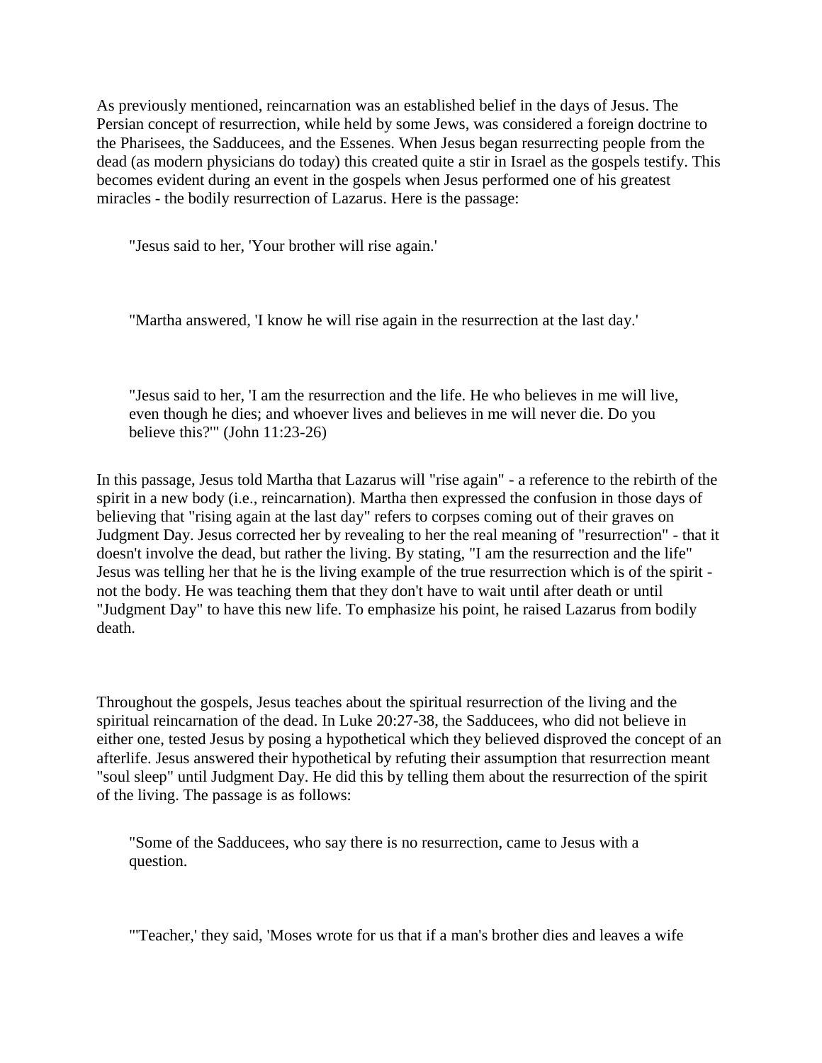As previously mentioned, reincarnation was an established belief in the days of Jesus. The Persian concept of resurrection, while held by some Jews, was considered a foreign doctrine to the Pharisees, the Sadducees, and the Essenes. When Jesus began resurrecting people from the dead (as modern physicians do today) this created quite a stir in Israel as the gospels testify. This becomes evident during an event in the gospels when Jesus performed one of his greatest miracles - the bodily resurrection of Lazarus. Here is the passage:

> "Jesus said to her, 'Your brother will rise again.'
>
> "Martha answered, 'I know he will rise again in the resurrection at the last day.'
>
> "Jesus said to her, 'I am the resurrection and the life. He who believes in me will live, even though he dies; and whoever lives and believes in me will never die. Do you believe this?'" (John 11:23-26)

In this passage, Jesus told Martha that Lazarus will "rise again" - a reference to the rebirth of the spirit in a new body (i.e., reincarnation). Martha then expressed the confusion in those days of believing that "rising again at the last day" refers to corpses coming out of their graves on Judgment Day. Jesus corrected her by revealing to her the real meaning of "resurrection" - that it doesn't involve the dead, but rather the living. By stating, "I am the resurrection and the life" Jesus was telling her that he is the living example of the true resurrection which is of the spirit - not the body. He was teaching them that they don't have to wait until after death or until "Judgment Day" to have this new life. To emphasize his point, he raised Lazarus from bodily death.

Throughout the gospels, Jesus teaches about the spiritual resurrection of the living and the spiritual reincarnation of the dead. In Luke 20:27-38, the Sadducees, who did not believe in either one, tested Jesus by posing a hypothetical which they believed disproved the concept of an afterlife. Jesus answered their hypothetical by refuting their assumption that resurrection meant "soul sleep" until Judgment Day. He did this by telling them about the resurrection of the spirit of the living. The passage is as follows:

> "Some of the Sadducees, who say there is no resurrection, came to Jesus with a question.
>
> "'Teacher,' they said, 'Moses wrote for us that if a man's brother dies and leaves a wife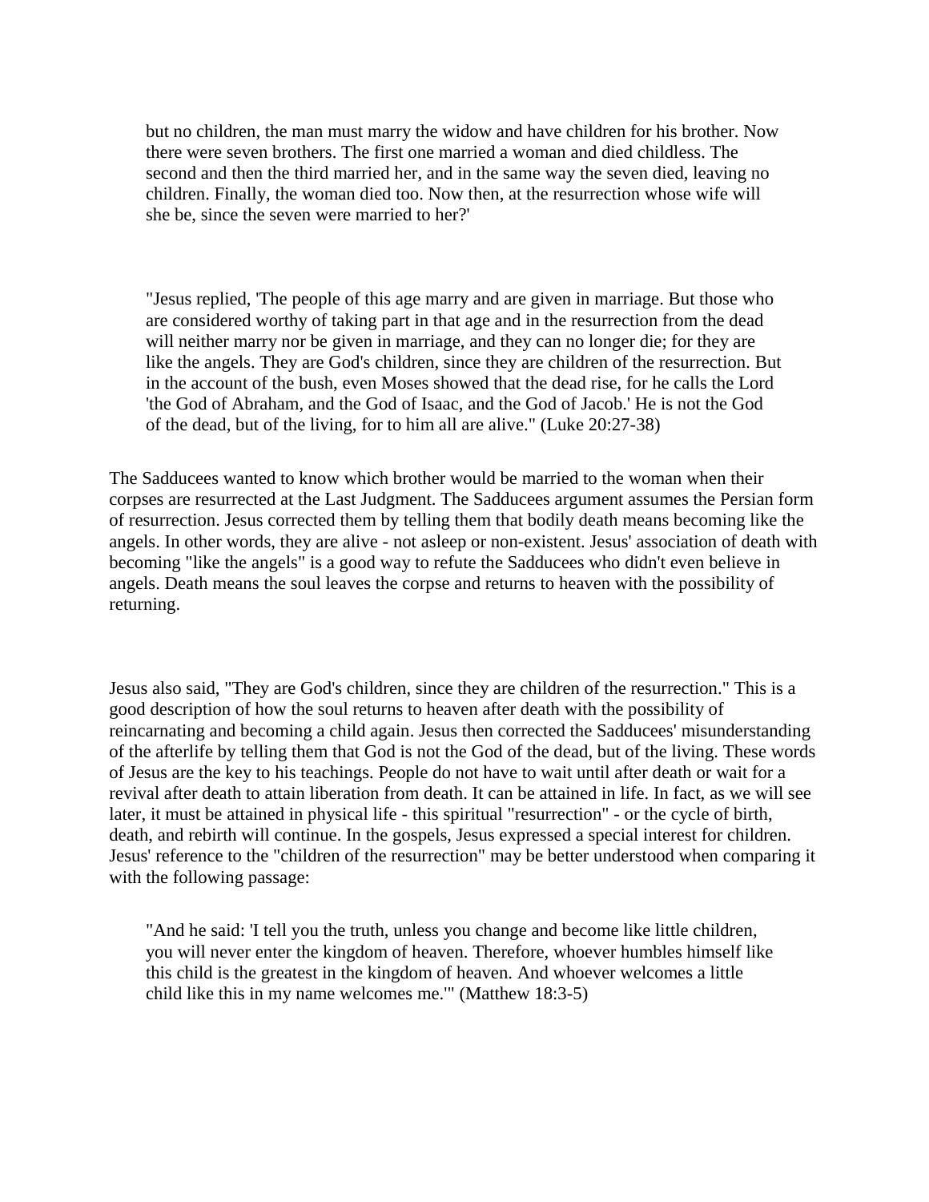> but no children, the man must marry the widow and have children for his brother. Now there were seven brothers. The first one married a woman and died childless. The second and then the third married her, and in the same way the seven died, leaving no children. Finally, the woman died too. Now then, at the resurrection whose wife will she be, since the seven were married to her?'

> "Jesus replied, 'The people of this age marry and are given in marriage. But those who are considered worthy of taking part in that age and in the resurrection from the dead will neither marry nor be given in marriage, and they can no longer die; for they are like the angels. They are God's children, since they are children of the resurrection. But in the account of the bush, even Moses showed that the dead rise, for he calls the Lord 'the God of Abraham, and the God of Isaac, and the God of Jacob.' He is not the God of the dead, but of the living, for to him all are alive." (Luke 20:27-38)

The Sadducees wanted to know which brother would be married to the woman when their corpses are resurrected at the Last Judgment. The Sadducees argument assumes the Persian form of resurrection. Jesus corrected them by telling them that bodily death means becoming like the angels. In other words, they are alive - not asleep or non-existent. Jesus' association of death with becoming "like the angels" is a good way to refute the Sadducees who didn't even believe in angels. Death means the soul leaves the corpse and returns to heaven with the possibility of returning.

Jesus also said, "They are God's children, since they are children of the resurrection." This is a good description of how the soul returns to heaven after death with the possibility of reincarnating and becoming a child again. Jesus then corrected the Sadducees' misunderstanding of the afterlife by telling them that God is not the God of the dead, but of the living. These words of Jesus are the key to his teachings. People do not have to wait until after death or wait for a revival after death to attain liberation from death. It can be attained in life. In fact, as we will see later, it must be attained in physical life - this spiritual "resurrection" - or the cycle of birth, death, and rebirth will continue. In the gospels, Jesus expressed a special interest for children. Jesus' reference to the "children of the resurrection" may be better understood when comparing it with the following passage:

> "And he said: 'I tell you the truth, unless you change and become like little children, you will never enter the kingdom of heaven. Therefore, whoever humbles himself like this child is the greatest in the kingdom of heaven. And whoever welcomes a little child like this in my name welcomes me.'" (Matthew 18:3-5)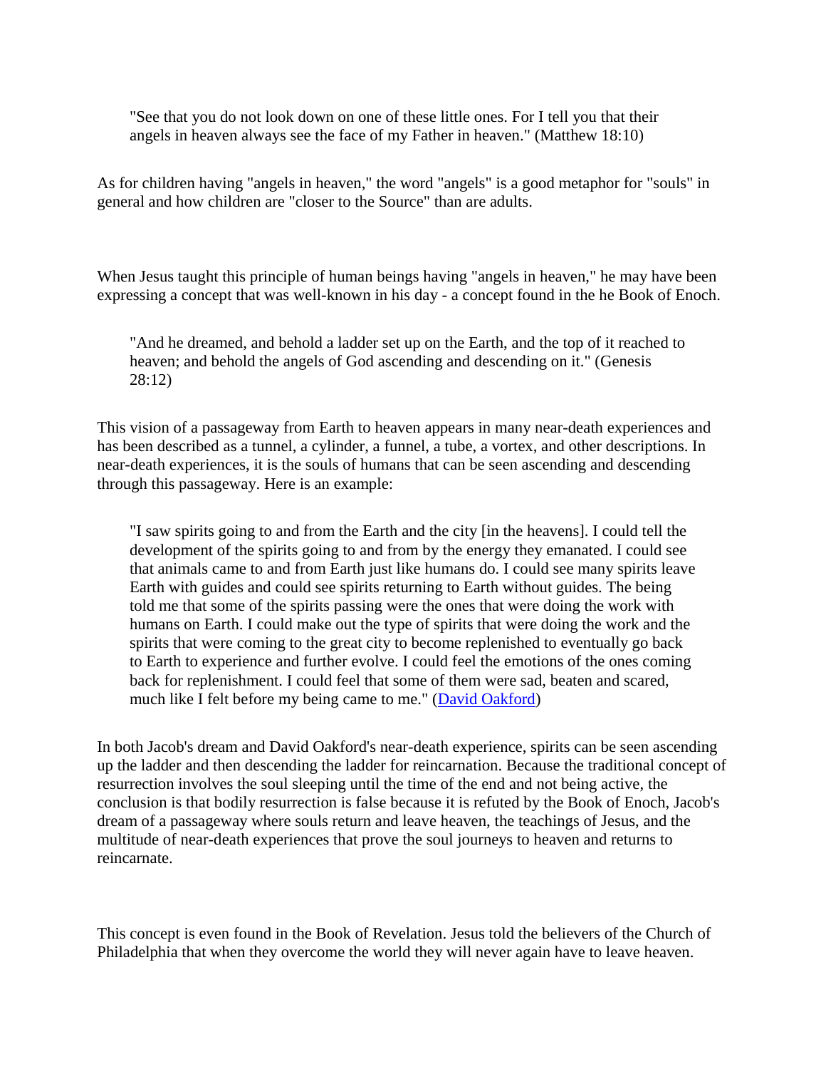> "See that you do not look down on one of these little ones. For I tell you that their angels in heaven always see the face of my Father in heaven." (Matthew 18:10)

As for children having "angels in heaven," the word "angels" is a good metaphor for "souls" in general and how children are "closer to the Source" than are adults.

When Jesus taught this principle of human beings having "angels in heaven," he may have been expressing a concept that was well-known in his day - a concept found in the he Book of Enoch.

> "And he dreamed, and behold a ladder set up on the Earth, and the top of it reached to heaven; and behold the angels of God ascending and descending on it." (Genesis 28:12)

This vision of a passageway from Earth to heaven appears in many near-death experiences and has been described as a tunnel, a cylinder, a funnel, a tube, a vortex, and other descriptions. In near-death experiences, it is the souls of humans that can be seen ascending and descending through this passageway. Here is an example:

> "I saw spirits going to and from the Earth and the city [in the heavens]. I could tell the development of the spirits going to and from by the energy they emanated. I could see that animals came to and from Earth just like humans do. I could see many spirits leave Earth with guides and could see spirits returning to Earth without guides. The being told me that some of the spirits passing were the ones that were doing the work with humans on Earth. I could make out the type of spirits that were doing the work and the spirits that were coming to the great city to become replenished to eventually go back to Earth to experience and further evolve. I could feel the emotions of the ones coming back for replenishment. I could feel that some of them were sad, beaten and scared, much like I felt before my being came to me." (David Oakford)

In both Jacob's dream and David Oakford's near-death experience, spirits can be seen ascending up the ladder and then descending the ladder for reincarnation. Because the traditional concept of resurrection involves the soul sleeping until the time of the end and not being active, the conclusion is that bodily resurrection is false because it is refuted by the Book of Enoch, Jacob's dream of a passageway where souls return and leave heaven, the teachings of Jesus, and the multitude of near-death experiences that prove the soul journeys to heaven and returns to reincarnate.

This concept is even found in the Book of Revelation. Jesus told the believers of the Church of Philadelphia that when they overcome the world they will never again have to leave heaven.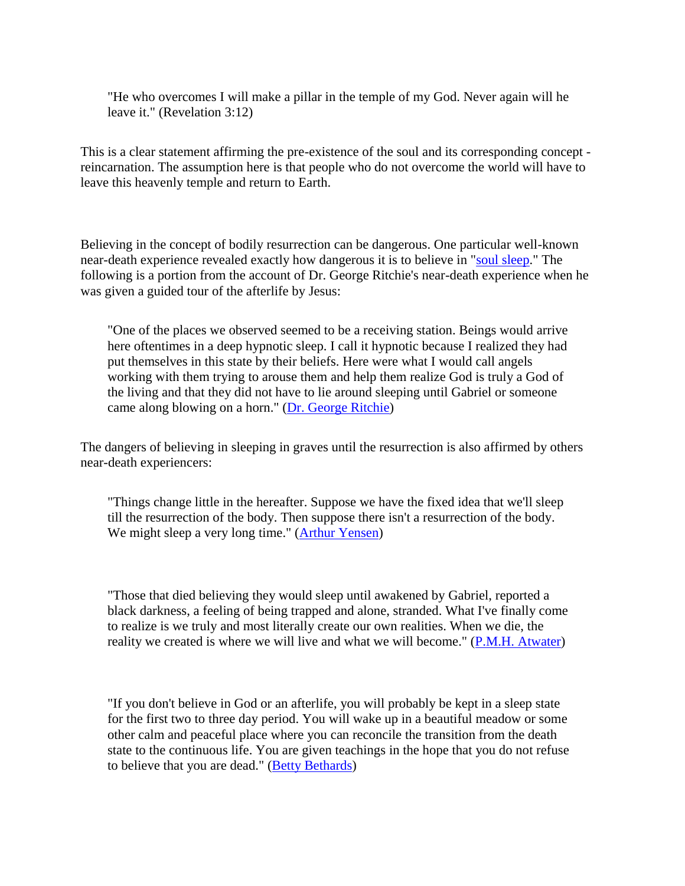> "He who overcomes I will make a pillar in the temple of my God. Never again will he leave it." (Revelation 3:12)

This is a clear statement affirming the pre-existence of the soul and its corresponding concept - reincarnation. The assumption here is that people who do not overcome the world will have to leave this heavenly temple and return to Earth.

Believing in the concept of bodily resurrection can be dangerous. One particular well-known near-death experience revealed exactly how dangerous it is to believe in "soul sleep." The following is a portion from the account of Dr. George Ritchie's near-death experience when he was given a guided tour of the afterlife by Jesus:

> "One of the places we observed seemed to be a receiving station. Beings would arrive here oftentimes in a deep hypnotic sleep. I call it hypnotic because I realized they had put themselves in this state by their beliefs. Here were what I would call angels working with them trying to arouse them and help them realize God is truly a God of the living and that they did not have to lie around sleeping until Gabriel or someone came along blowing on a horn." (Dr. George Ritchie)

The dangers of believing in sleeping in graves until the resurrection is also affirmed by others near-death experiencers:

> "Things change little in the hereafter. Suppose we have the fixed idea that we'll sleep till the resurrection of the body. Then suppose there isn't a resurrection of the body. We might sleep a very long time." (Arthur Yensen)

> "Those that died believing they would sleep until awakened by Gabriel, reported a black darkness, a feeling of being trapped and alone, stranded. What I've finally come to realize is we truly and most literally create our own realities. When we die, the reality we created is where we will live and what we will become." (P.M.H. Atwater)

> "If you don't believe in God or an afterlife, you will probably be kept in a sleep state for the first two to three day period. You will wake up in a beautiful meadow or some other calm and peaceful place where you can reconcile the transition from the death state to the continuous life. You are given teachings in the hope that you do not refuse to believe that you are dead." (Betty Bethards)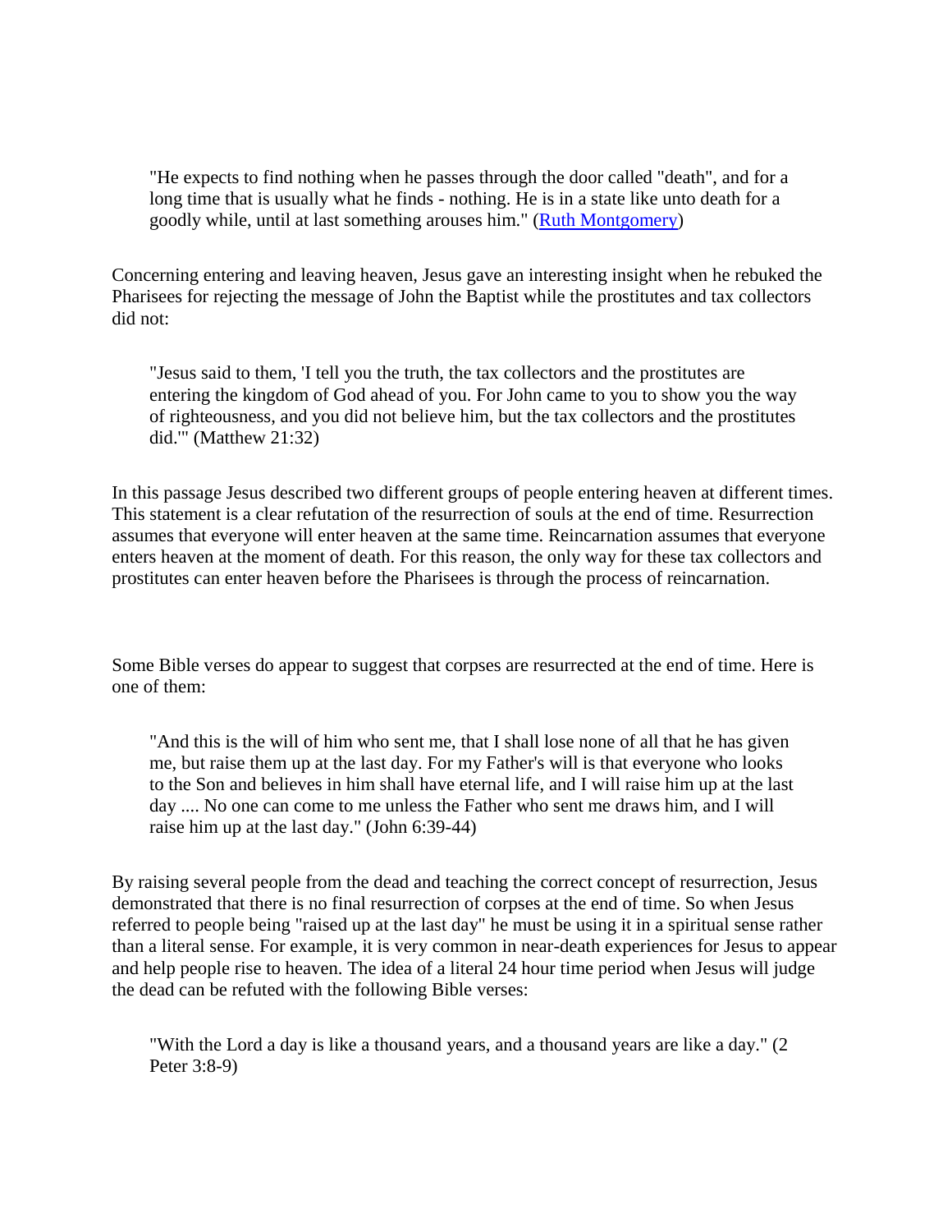> "He expects to find nothing when he passes through the door called "death", and for a long time that is usually what he finds - nothing. He is in a state like unto death for a goodly while, until at last something arouses him." (Ruth Montgomery)

Concerning entering and leaving heaven, Jesus gave an interesting insight when he rebuked the Pharisees for rejecting the message of John the Baptist while the prostitutes and tax collectors did not:

> "Jesus said to them, 'I tell you the truth, the tax collectors and the prostitutes are entering the kingdom of God ahead of you. For John came to you to show you the way of righteousness, and you did not believe him, but the tax collectors and the prostitutes did.'" (Matthew 21:32)

In this passage Jesus described two different groups of people entering heaven at different times. This statement is a clear refutation of the resurrection of souls at the end of time. Resurrection assumes that everyone will enter heaven at the same time. Reincarnation assumes that everyone enters heaven at the moment of death. For this reason, the only way for these tax collectors and prostitutes can enter heaven before the Pharisees is through the process of reincarnation.

Some Bible verses do appear to suggest that corpses are resurrected at the end of time. Here is one of them:

> "And this is the will of him who sent me, that I shall lose none of all that he has given me, but raise them up at the last day. For my Father's will is that everyone who looks to the Son and believes in him shall have eternal life, and I will raise him up at the last day .... No one can come to me unless the Father who sent me draws him, and I will raise him up at the last day." (John 6:39-44)

By raising several people from the dead and teaching the correct concept of resurrection, Jesus demonstrated that there is no final resurrection of corpses at the end of time. So when Jesus referred to people being "raised up at the last day" he must be using it in a spiritual sense rather than a literal sense. For example, it is very common in near-death experiences for Jesus to appear and help people rise to heaven. The idea of a literal 24 hour time period when Jesus will judge the dead can be refuted with the following Bible verses:

> "With the Lord a day is like a thousand years, and a thousand years are like a day." (2 Peter 3:8-9)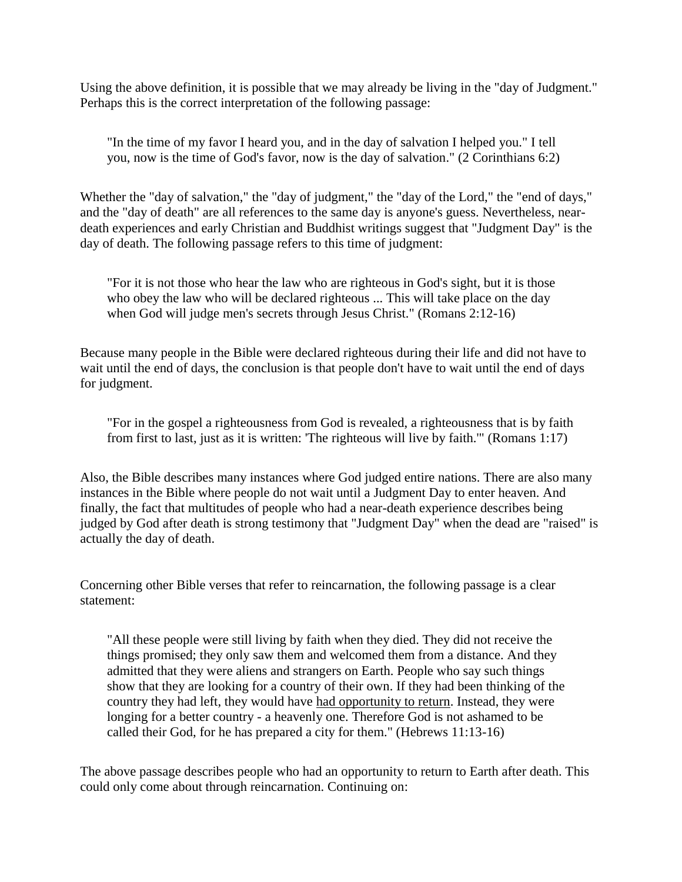Using the above definition, it is possible that we may already be living in the "day of Judgment." Perhaps this is the correct interpretation of the following passage:

> "In the time of my favor I heard you, and in the day of salvation I helped you." I tell you, now is the time of God's favor, now is the day of salvation." (2 Corinthians 6:2)

Whether the "day of salvation," the "day of judgment," the "day of the Lord," the "end of days," and the "day of death" are all references to the same day is anyone's guess. Nevertheless, near-death experiences and early Christian and Buddhist writings suggest that "Judgment Day" is the day of death. The following passage refers to this time of judgment:

> "For it is not those who hear the law who are righteous in God's sight, but it is those who obey the law who will be declared righteous ... This will take place on the day when God will judge men's secrets through Jesus Christ." (Romans 2:12-16)

Because many people in the Bible were declared righteous during their life and did not have to wait until the end of days, the conclusion is that people don't have to wait until the end of days for judgment.

> "For in the gospel a righteousness from God is revealed, a righteousness that is by faith from first to last, just as it is written: 'The righteous will live by faith.'" (Romans 1:17)

Also, the Bible describes many instances where God judged entire nations. There are also many instances in the Bible where people do not wait until a Judgment Day to enter heaven. And finally, the fact that multitudes of people who had a near-death experience describes being judged by God after death is strong testimony that "Judgment Day" when the dead are "raised" is actually the day of death.

Concerning other Bible verses that refer to reincarnation, the following passage is a clear statement:

> "All these people were still living by faith when they died. They did not receive the things promised; they only saw them and welcomed them from a distance. And they admitted that they were aliens and strangers on Earth. People who say such things show that they are looking for a country of their own. If they had been thinking of the country they had left, they would have <u>had opportunity to return</u>. Instead, they were longing for a better country - a heavenly one. Therefore God is not ashamed to be called their God, for he has prepared a city for them." (Hebrews 11:13-16)

The above passage describes people who had an opportunity to return to Earth after death. This could only come about through reincarnation. Continuing on: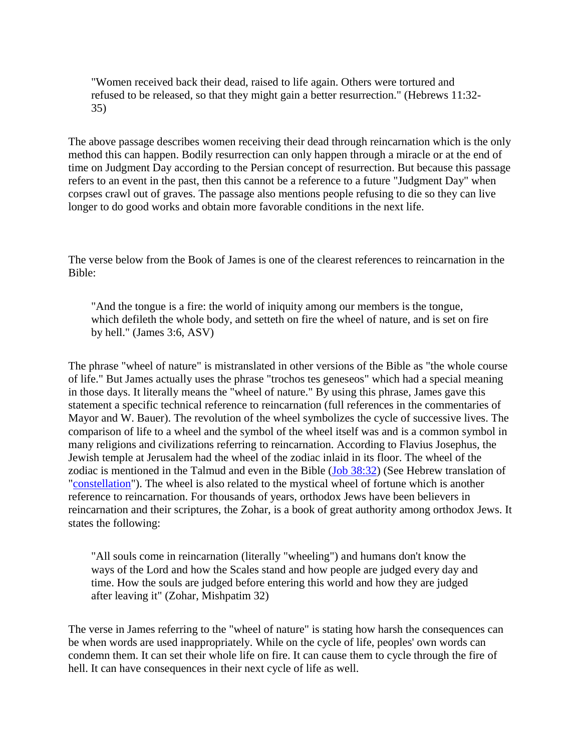> "Women received back their dead, raised to life again. Others were tortured and refused to be released, so that they might gain a better resurrection." (Hebrews 11:32-35)

The above passage describes women receiving their dead through reincarnation which is the only method this can happen. Bodily resurrection can only happen through a miracle or at the end of time on Judgment Day according to the Persian concept of resurrection. But because this passage refers to an event in the past, then this cannot be a reference to a future "Judgment Day" when corpses crawl out of graves. The passage also mentions people refusing to die so they can live longer to do good works and obtain more favorable conditions in the next life.

The verse below from the Book of James is one of the clearest references to reincarnation in the Bible:

> "And the tongue is a fire: the world of iniquity among our members is the tongue, which defileth the whole body, and setteth on fire the wheel of nature, and is set on fire by hell." (James 3:6, ASV)

The phrase "wheel of nature" is mistranslated in other versions of the Bible as "the whole course of life." But James actually uses the phrase "trochos tes geneseos" which had a special meaning in those days. It literally means the "wheel of nature." By using this phrase, James gave this statement a specific technical reference to reincarnation (full references in the commentaries of Mayor and W. Bauer). The revolution of the wheel symbolizes the cycle of successive lives. The comparison of life to a wheel and the symbol of the wheel itself was and is a common symbol in many religions and civilizations referring to reincarnation. According to Flavius Josephus, the Jewish temple at Jerusalem had the wheel of the zodiac inlaid in its floor. The wheel of the zodiac is mentioned in the Talmud and even in the Bible (Job 38:32) (See Hebrew translation of "constellation"). The wheel is also related to the mystical wheel of fortune which is another reference to reincarnation. For thousands of years, orthodox Jews have been believers in reincarnation and their scriptures, the Zohar, is a book of great authority among orthodox Jews. It states the following:

> "All souls come in reincarnation (literally "wheeling") and humans don't know the ways of the Lord and how the Scales stand and how people are judged every day and time. How the souls are judged before entering this world and how they are judged after leaving it" (Zohar, Mishpatim 32)

The verse in James referring to the "wheel of nature" is stating how harsh the consequences can be when words are used inappropriately. While on the cycle of life, peoples' own words can condemn them. It can set their whole life on fire. It can cause them to cycle through the fire of hell. It can have consequences in their next cycle of life as well.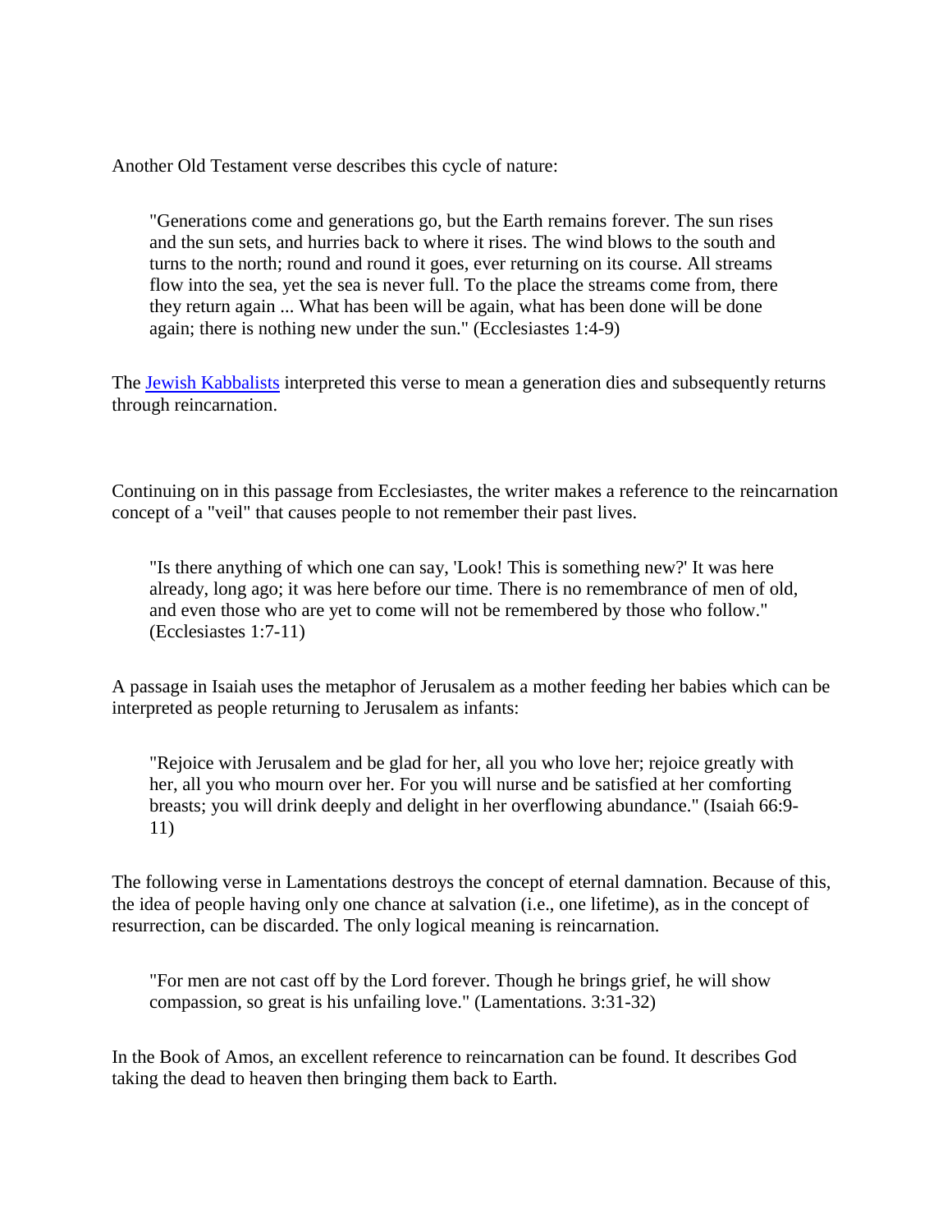Another Old Testament verse describes this cycle of nature:

> "Generations come and generations go, but the Earth remains forever. The sun rises and the sun sets, and hurries back to where it rises. The wind blows to the south and turns to the north; round and round it goes, ever returning on its course. All streams flow into the sea, yet the sea is never full. To the place the streams come from, there they return again ... What has been will be again, what has been done will be done again; there is nothing new under the sun." (Ecclesiastes 1:4-9)

The Jewish Kabbalists interpreted this verse to mean a generation dies and subsequently returns through reincarnation.

Continuing on in this passage from Ecclesiastes, the writer makes a reference to the reincarnation concept of a "veil" that causes people to not remember their past lives.

> "Is there anything of which one can say, 'Look! This is something new?' It was here already, long ago; it was here before our time. There is no remembrance of men of old, and even those who are yet to come will not be remembered by those who follow." (Ecclesiastes 1:7-11)

A passage in Isaiah uses the metaphor of Jerusalem as a mother feeding her babies which can be interpreted as people returning to Jerusalem as infants:

> "Rejoice with Jerusalem and be glad for her, all you who love her; rejoice greatly with her, all you who mourn over her. For you will nurse and be satisfied at her comforting breasts; you will drink deeply and delight in her overflowing abundance." (Isaiah 66:9-11)

The following verse in Lamentations destroys the concept of eternal damnation. Because of this, the idea of people having only one chance at salvation (i.e., one lifetime), as in the concept of resurrection, can be discarded. The only logical meaning is reincarnation.

> "For men are not cast off by the Lord forever. Though he brings grief, he will show compassion, so great is his unfailing love." (Lamentations. 3:31-32)

In the Book of Amos, an excellent reference to reincarnation can be found. It describes God taking the dead to heaven then bringing them back to Earth.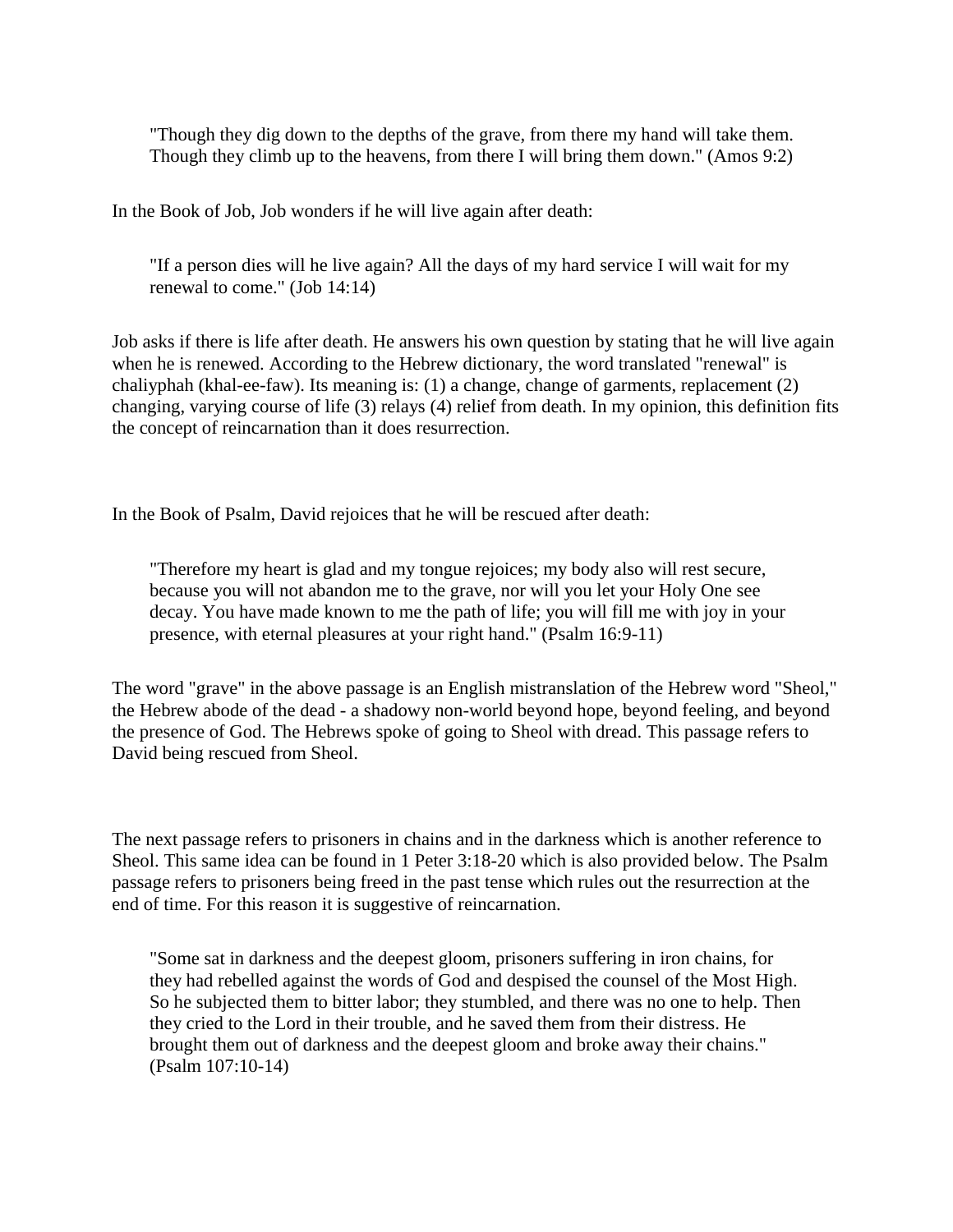> "Though they dig down to the depths of the grave, from there my hand will take them. Though they climb up to the heavens, from there I will bring them down." (Amos 9:2)

In the Book of Job, Job wonders if he will live again after death:

> "If a person dies will he live again? All the days of my hard service I will wait for my renewal to come." (Job 14:14)

Job asks if there is life after death. He answers his own question by stating that he will live again when he is renewed. According to the Hebrew dictionary, the word translated "renewal" is chaliyphah (khal-ee-faw). Its meaning is: (1) a change, change of garments, replacement (2) changing, varying course of life (3) relays (4) relief from death. In my opinion, this definition fits the concept of reincarnation than it does resurrection.

In the Book of Psalm, David rejoices that he will be rescued after death:

> "Therefore my heart is glad and my tongue rejoices; my body also will rest secure, because you will not abandon me to the grave, nor will you let your Holy One see decay. You have made known to me the path of life; you will fill me with joy in your presence, with eternal pleasures at your right hand." (Psalm 16:9-11)

The word "grave" in the above passage is an English mistranslation of the Hebrew word "Sheol," the Hebrew abode of the dead - a shadowy non-world beyond hope, beyond feeling, and beyond the presence of God. The Hebrews spoke of going to Sheol with dread. This passage refers to David being rescued from Sheol.

The next passage refers to prisoners in chains and in the darkness which is another reference to Sheol. This same idea can be found in 1 Peter 3:18-20 which is also provided below. The Psalm passage refers to prisoners being freed in the past tense which rules out the resurrection at the end of time. For this reason it is suggestive of reincarnation.

> "Some sat in darkness and the deepest gloom, prisoners suffering in iron chains, for they had rebelled against the words of God and despised the counsel of the Most High. So he subjected them to bitter labor; they stumbled, and there was no one to help. Then they cried to the Lord in their trouble, and he saved them from their distress. He brought them out of darkness and the deepest gloom and broke away their chains." (Psalm 107:10-14)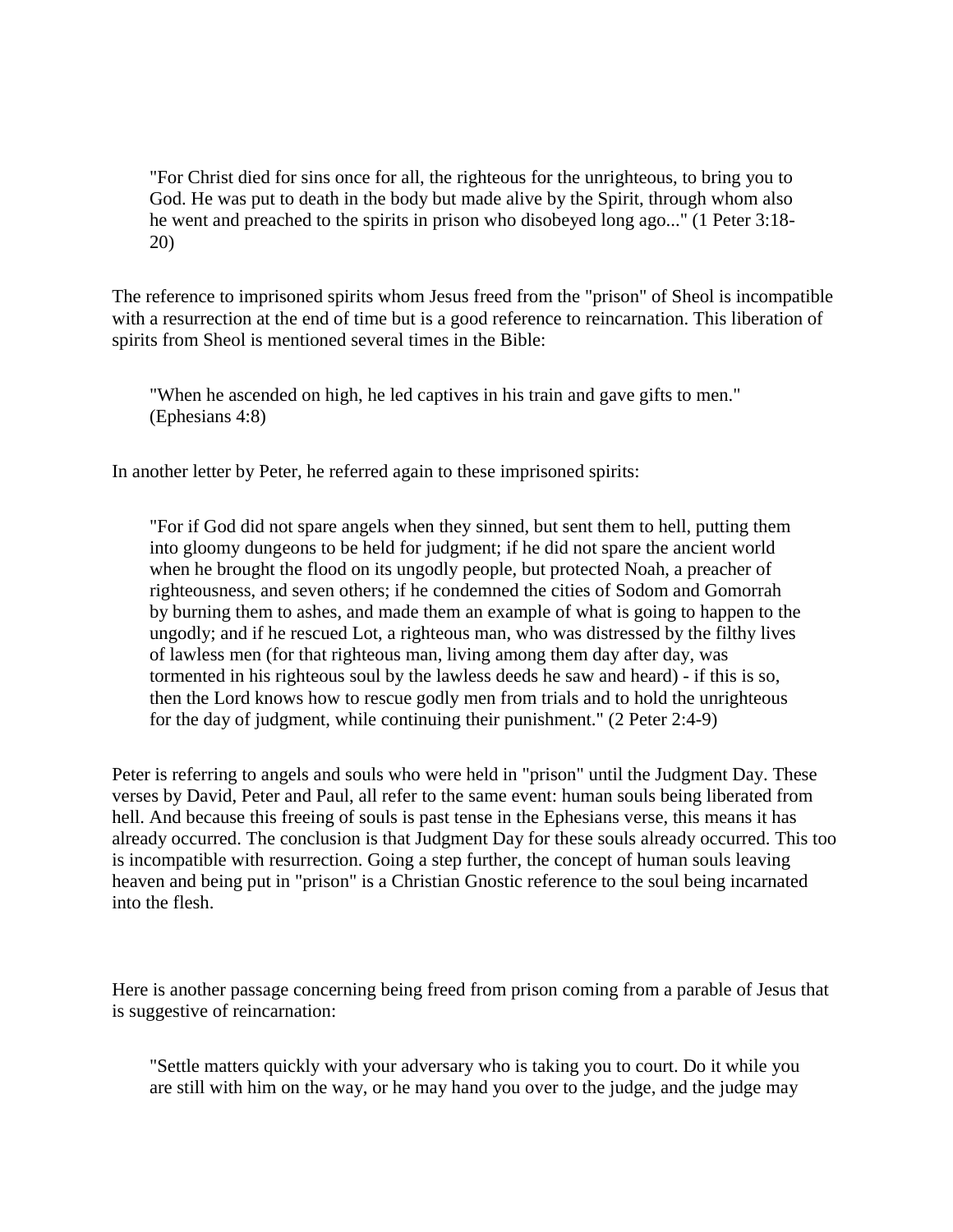> "For Christ died for sins once for all, the righteous for the unrighteous, to bring you to God. He was put to death in the body but made alive by the Spirit, through whom also he went and preached to the spirits in prison who disobeyed long ago..." (1 Peter 3:18-20)

The reference to imprisoned spirits whom Jesus freed from the "prison" of Sheol is incompatible with a resurrection at the end of time but is a good reference to reincarnation. This liberation of spirits from Sheol is mentioned several times in the Bible:

> "When he ascended on high, he led captives in his train and gave gifts to men." (Ephesians 4:8)

In another letter by Peter, he referred again to these imprisoned spirits:

> "For if God did not spare angels when they sinned, but sent them to hell, putting them into gloomy dungeons to be held for judgment; if he did not spare the ancient world when he brought the flood on its ungodly people, but protected Noah, a preacher of righteousness, and seven others; if he condemned the cities of Sodom and Gomorrah by burning them to ashes, and made them an example of what is going to happen to the ungodly; and if he rescued Lot, a righteous man, who was distressed by the filthy lives of lawless men (for that righteous man, living among them day after day, was tormented in his righteous soul by the lawless deeds he saw and heard) - if this is so, then the Lord knows how to rescue godly men from trials and to hold the unrighteous for the day of judgment, while continuing their punishment." (2 Peter 2:4-9)

Peter is referring to angels and souls who were held in "prison" until the Judgment Day. These verses by David, Peter and Paul, all refer to the same event: human souls being liberated from hell. And because this freeing of souls is past tense in the Ephesians verse, this means it has already occurred. The conclusion is that Judgment Day for these souls already occurred. This too is incompatible with resurrection. Going a step further, the concept of human souls leaving heaven and being put in "prison" is a Christian Gnostic reference to the soul being incarnated into the flesh.

Here is another passage concerning being freed from prison coming from a parable of Jesus that is suggestive of reincarnation:

> "Settle matters quickly with your adversary who is taking you to court. Do it while you are still with him on the way, or he may hand you over to the judge, and the judge may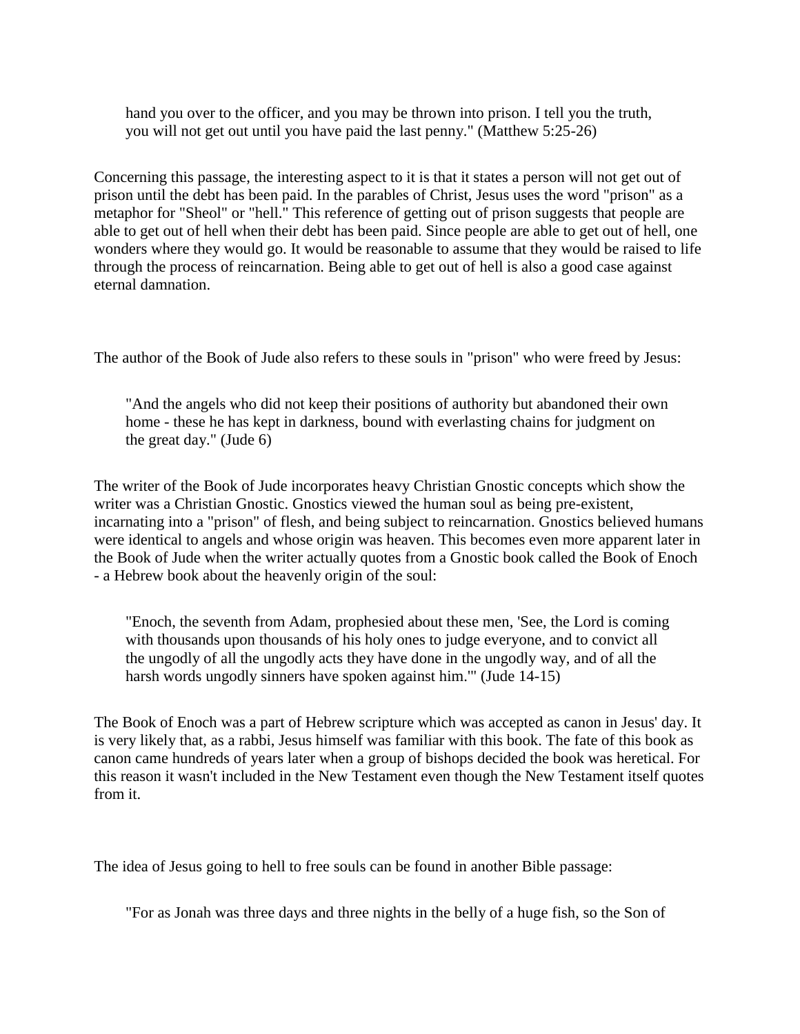> hand you over to the officer, and you may be thrown into prison. I tell you the truth, you will not get out until you have paid the last penny." (Matthew 5:25-26)

Concerning this passage, the interesting aspect to it is that it states a person will not get out of prison until the debt has been paid. In the parables of Christ, Jesus uses the word "prison" as a metaphor for "Sheol" or "hell." This reference of getting out of prison suggests that people are able to get out of hell when their debt has been paid. Since people are able to get out of hell, one wonders where they would go. It would be reasonable to assume that they would be raised to life through the process of reincarnation. Being able to get out of hell is also a good case against eternal damnation.

The author of the Book of Jude also refers to these souls in "prison" who were freed by Jesus:

> "And the angels who did not keep their positions of authority but abandoned their own home - these he has kept in darkness, bound with everlasting chains for judgment on the great day." (Jude 6)

The writer of the Book of Jude incorporates heavy Christian Gnostic concepts which show the writer was a Christian Gnostic. Gnostics viewed the human soul as being pre-existent, incarnating into a "prison" of flesh, and being subject to reincarnation. Gnostics believed humans were identical to angels and whose origin was heaven. This becomes even more apparent later in the Book of Jude when the writer actually quotes from a Gnostic book called the Book of Enoch - a Hebrew book about the heavenly origin of the soul:

> "Enoch, the seventh from Adam, prophesied about these men, 'See, the Lord is coming with thousands upon thousands of his holy ones to judge everyone, and to convict all the ungodly of all the ungodly acts they have done in the ungodly way, and of all the harsh words ungodly sinners have spoken against him.'" (Jude 14-15)

The Book of Enoch was a part of Hebrew scripture which was accepted as canon in Jesus' day. It is very likely that, as a rabbi, Jesus himself was familiar with this book. The fate of this book as canon came hundreds of years later when a group of bishops decided the book was heretical. For this reason it wasn't included in the New Testament even though the New Testament itself quotes from it.

The idea of Jesus going to hell to free souls can be found in another Bible passage:

> "For as Jonah was three days and three nights in the belly of a huge fish, so the Son of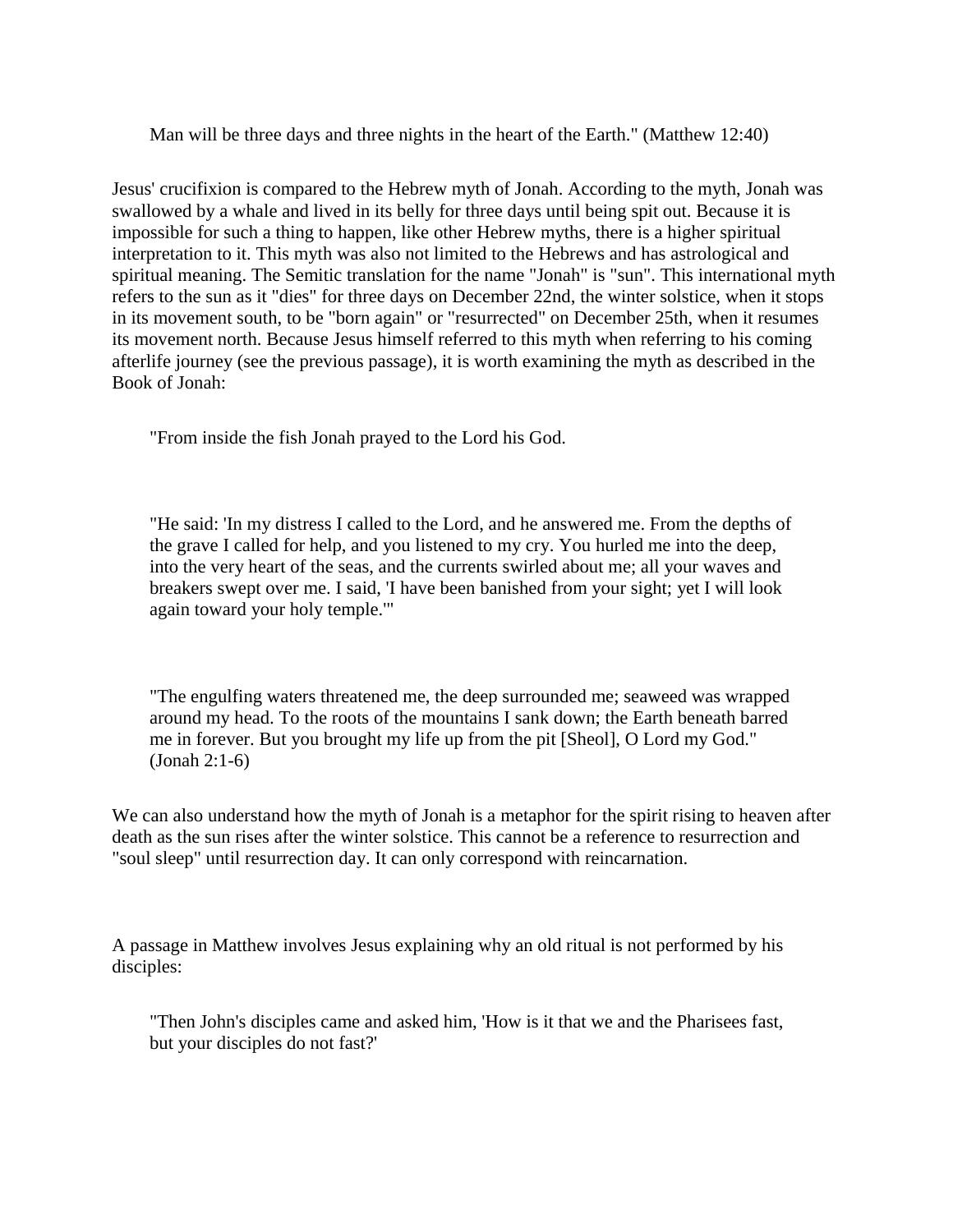> Man will be three days and three nights in the heart of the Earth." (Matthew 12:40)

Jesus' crucifixion is compared to the Hebrew myth of Jonah. According to the myth, Jonah was swallowed by a whale and lived in its belly for three days until being spit out. Because it is impossible for such a thing to happen, like other Hebrew myths, there is a higher spiritual interpretation to it. This myth was also not limited to the Hebrews and has astrological and spiritual meaning. The Semitic translation for the name "Jonah" is "sun". This international myth refers to the sun as it "dies" for three days on December 22nd, the winter solstice, when it stops in its movement south, to be "born again" or "resurrected" on December 25th, when it resumes its movement north. Because Jesus himself referred to this myth when referring to his coming afterlife journey (see the previous passage), it is worth examining the myth as described in the Book of Jonah:

> "From inside the fish Jonah prayed to the Lord his God.
>
> "He said: 'In my distress I called to the Lord, and he answered me. From the depths of the grave I called for help, and you listened to my cry. You hurled me into the deep, into the very heart of the seas, and the currents swirled about me; all your waves and breakers swept over me. I said, 'I have been banished from your sight; yet I will look again toward your holy temple.'"
>
> "The engulfing waters threatened me, the deep surrounded me; seaweed was wrapped around my head. To the roots of the mountains I sank down; the Earth beneath barred me in forever. But you brought my life up from the pit [Sheol], O Lord my God." (Jonah 2:1-6)

We can also understand how the myth of Jonah is a metaphor for the spirit rising to heaven after death as the sun rises after the winter solstice. This cannot be a reference to resurrection and "soul sleep" until resurrection day. It can only correspond with reincarnation.

A passage in Matthew involves Jesus explaining why an old ritual is not performed by his disciples:

> "Then John's disciples came and asked him, 'How is it that we and the Pharisees fast, but your disciples do not fast?'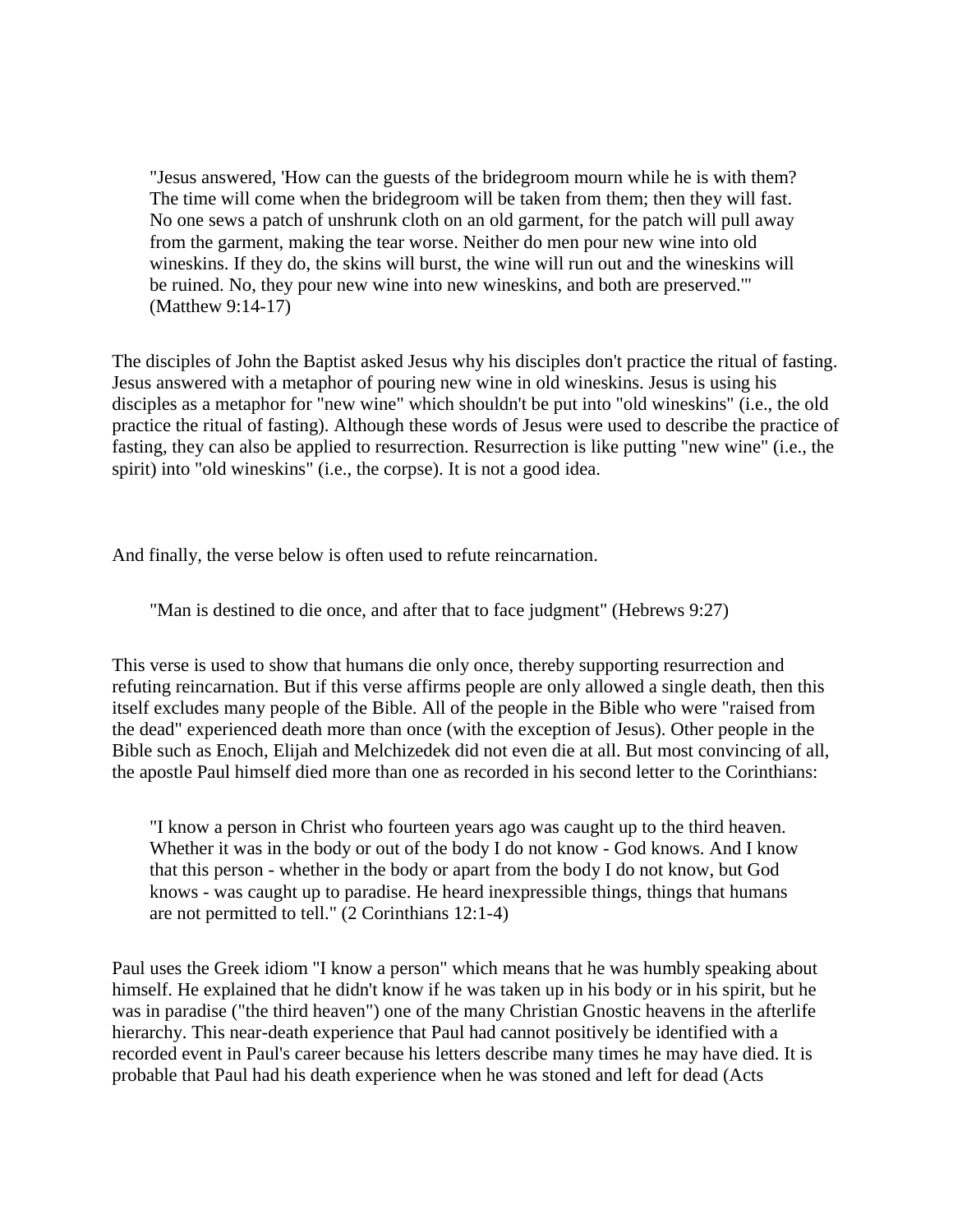> "Jesus answered, 'How can the guests of the bridegroom mourn while he is with them? The time will come when the bridegroom will be taken from them; then they will fast. No one sews a patch of unshrunk cloth on an old garment, for the patch will pull away from the garment, making the tear worse. Neither do men pour new wine into old wineskins. If they do, the skins will burst, the wine will run out and the wineskins will be ruined. No, they pour new wine into new wineskins, and both are preserved.'" (Matthew 9:14-17)

The disciples of John the Baptist asked Jesus why his disciples don't practice the ritual of fasting. Jesus answered with a metaphor of pouring new wine in old wineskins. Jesus is using his disciples as a metaphor for "new wine" which shouldn't be put into "old wineskins" (i.e., the old practice the ritual of fasting). Although these words of Jesus were used to describe the practice of fasting, they can also be applied to resurrection. Resurrection is like putting "new wine" (i.e., the spirit) into "old wineskins" (i.e., the corpse). It is not a good idea.

And finally, the verse below is often used to refute reincarnation.

> "Man is destined to die once, and after that to face judgment" (Hebrews 9:27)

This verse is used to show that humans die only once, thereby supporting resurrection and refuting reincarnation. But if this verse affirms people are only allowed a single death, then this itself excludes many people of the Bible. All of the people in the Bible who were "raised from the dead" experienced death more than once (with the exception of Jesus). Other people in the Bible such as Enoch, Elijah and Melchizedek did not even die at all. But most convincing of all, the apostle Paul himself died more than one as recorded in his second letter to the Corinthians:

> "I know a person in Christ who fourteen years ago was caught up to the third heaven. Whether it was in the body or out of the body I do not know - God knows. And I know that this person - whether in the body or apart from the body I do not know, but God knows - was caught up to paradise. He heard inexpressible things, things that humans are not permitted to tell." (2 Corinthians 12:1-4)

Paul uses the Greek idiom "I know a person" which means that he was humbly speaking about himself. He explained that he didn't know if he was taken up in his body or in his spirit, but he was in paradise ("the third heaven") one of the many Christian Gnostic heavens in the afterlife hierarchy. This near-death experience that Paul had cannot positively be identified with a recorded event in Paul's career because his letters describe many times he may have died. It is probable that Paul had his death experience when he was stoned and left for dead (Acts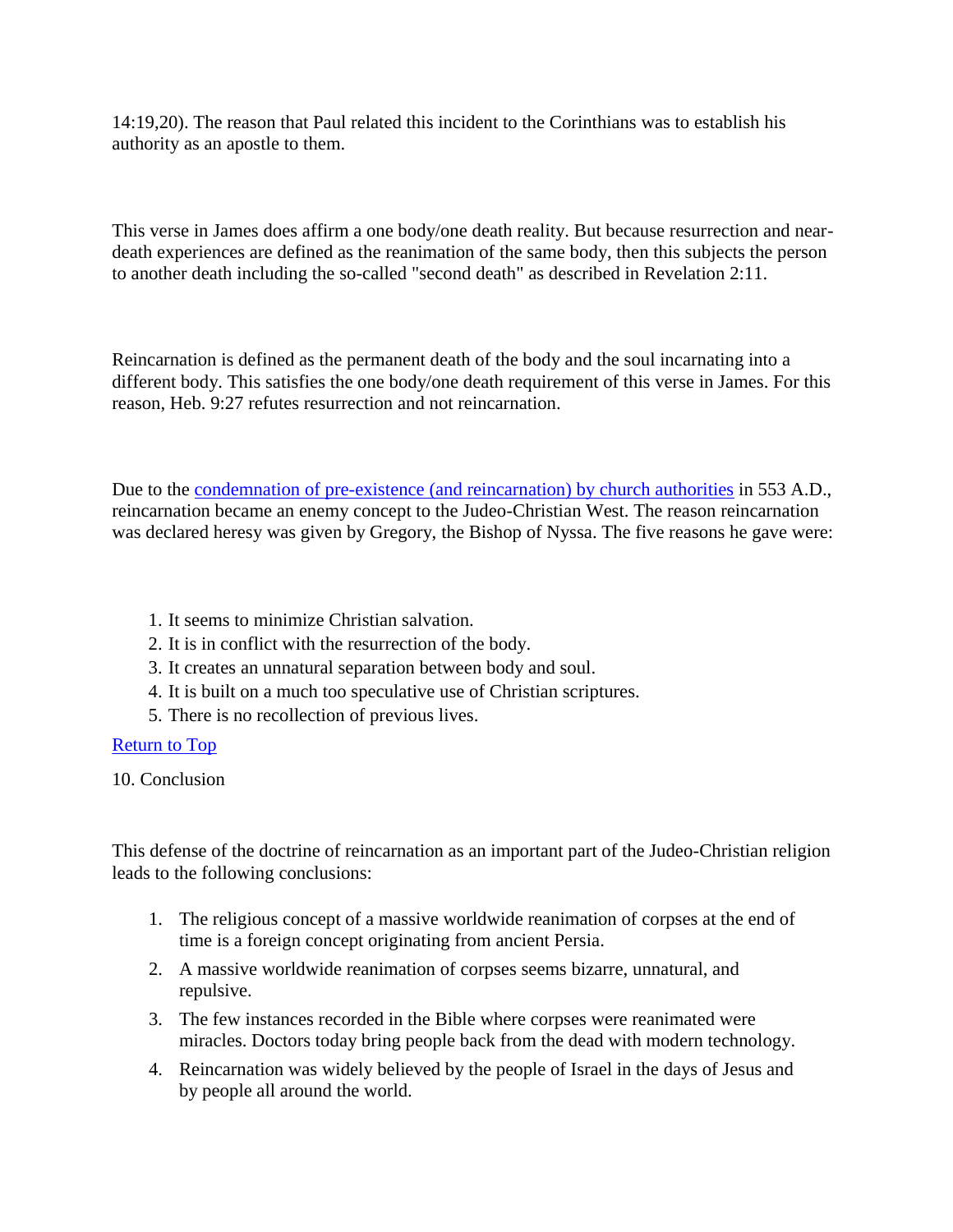14:19,20). The reason that Paul related this incident to the Corinthians was to establish his authority as an apostle to them.

This verse in James does affirm a one body/one death reality. But because resurrection and near-death experiences are defined as the reanimation of the same body, then this subjects the person to another death including the so-called "second death" as described in Revelation 2:11.

Reincarnation is defined as the permanent death of the body and the soul incarnating into a different body. This satisfies the one body/one death requirement of this verse in James. For this reason, Heb. 9:27 refutes resurrection and not reincarnation.

Due to the condemnation of pre-existence (and reincarnation) by church authorities in 553 A.D., reincarnation became an enemy concept to the Judeo-Christian West. The reason reincarnation was declared heresy was given by Gregory, the Bishop of Nyssa. The five reasons he gave were:

1. It seems to minimize Christian salvation.
2. It is in conflict with the resurrection of the body.
3. It creates an unnatural separation between body and soul.
4. It is built on a much too speculative use of Christian scriptures.
5. There is no recollection of previous lives.

Return to Top

10. Conclusion

This defense of the doctrine of reincarnation as an important part of the Judeo-Christian religion leads to the following conclusions:

1. The religious concept of a massive worldwide reanimation of corpses at the end of time is a foreign concept originating from ancient Persia.
2. A massive worldwide reanimation of corpses seems bizarre, unnatural, and repulsive.
3. The few instances recorded in the Bible where corpses were reanimated were miracles. Doctors today bring people back from the dead with modern technology.
4. Reincarnation was widely believed by the people of Israel in the days of Jesus and by people all around the world.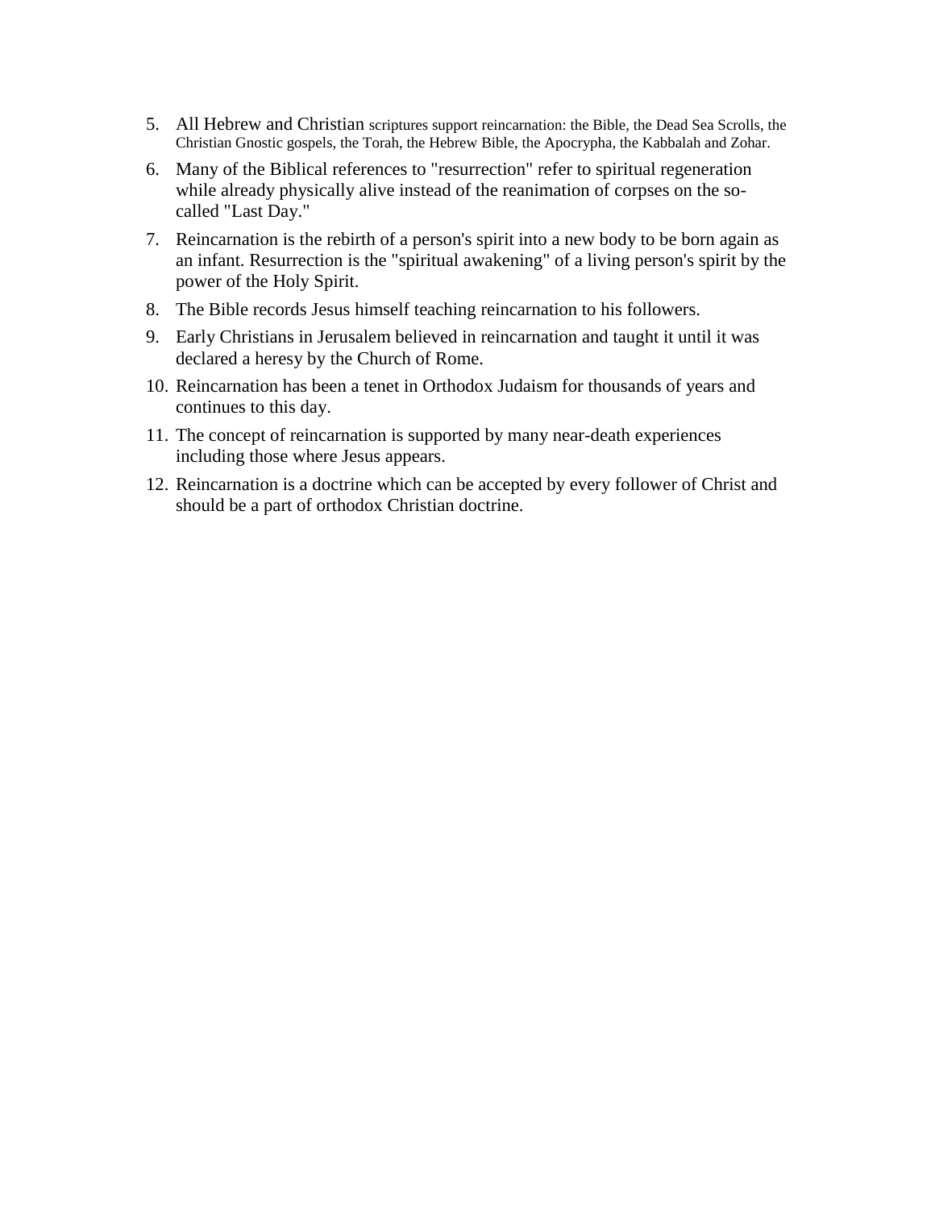5. All Hebrew and Christian scriptures support reincarnation: the Bible, the Dead Sea Scrolls, the Christian Gnostic gospels, the Torah, the Hebrew Bible, the Apocrypha, the Kabbalah and Zohar.
6. Many of the Biblical references to "resurrection" refer to spiritual regeneration while already physically alive instead of the reanimation of corpses on the so-called "Last Day."
7. Reincarnation is the rebirth of a person's spirit into a new body to be born again as an infant. Resurrection is the "spiritual awakening" of a living person's spirit by the power of the Holy Spirit.
8. The Bible records Jesus himself teaching reincarnation to his followers.
9. Early Christians in Jerusalem believed in reincarnation and taught it until it was declared a heresy by the Church of Rome.
10. Reincarnation has been a tenet in Orthodox Judaism for thousands of years and continues to this day.
11. The concept of reincarnation is supported by many near-death experiences including those where Jesus appears.
12. Reincarnation is a doctrine which can be accepted by every follower of Christ and should be a part of orthodox Christian doctrine.